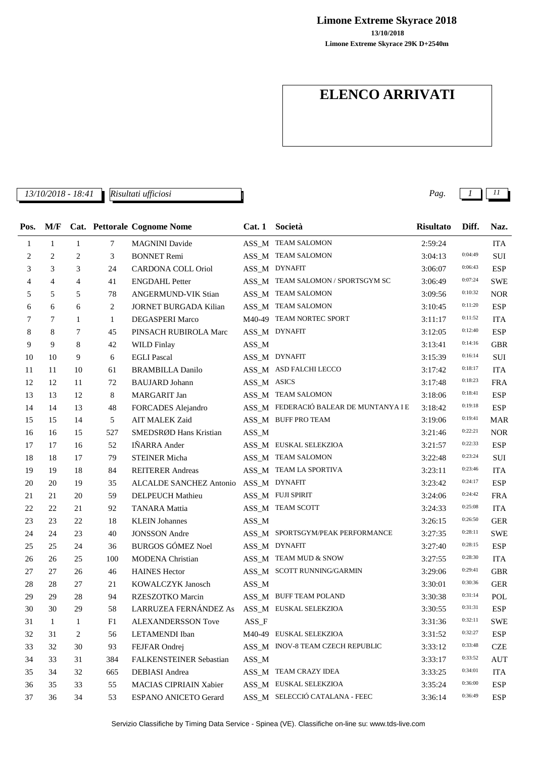**Limone Extreme Skyrace 2018**

**13/10/2018**

**Limone Extreme Skyrace 29K D+2540m**

# ELENCO ARRIVATI

*13/10/2018 - 18:41* *Risultati ufficiosi*

| Pos. | M/F | Cat. | Pettorale | Cognome Nome | Cat. 1 | Società | Risultato | Diff. | Naz. |
|---|---|---|---|---|---|---|---|---|---|
| 1 | 1 | 1 | 7 | MAGNINI Davide | ASS_M | TEAM SALOMON | 2:59:24 | | ITA |
| 2 | 2 | 2 | 3 | BONNET Remi | ASS_M | TEAM SALOMON | 3:04:13 | 0:04:49 | SUI |
| 3 | 3 | 3 | 24 | CARDONA COLL Oriol | ASS_M | DYNAFIT | 3:06:07 | 0:06:43 | ESP |
| 4 | 4 | 4 | 41 | ENGDAHL Petter | ASS_M | TEAM SALOMON / SPORTSGYM SC | 3:06:49 | 0:07:24 | SWE |
| 5 | 5 | 5 | 78 | ANGERMUND-VIK Stian | ASS_M | TEAM SALOMON | 3:09:56 | 0:10:32 | NOR |
| 6 | 6 | 6 | 2 | JORNET BURGADA Kilian | ASS_M | TEAM SALOMON | 3:10:45 | 0:11:20 | ESP |
| 7 | 7 | 1 | 1 | DEGASPERI Marco | M40-49 | TEAM NORTEC SPORT | 3:11:17 | 0:11:52 | ITA |
| 8 | 8 | 7 | 45 | PINSACH RUBIROLA Marc | ASS_M | DYNAFIT | 3:12:05 | 0:12:40 | ESP |
| 9 | 9 | 8 | 42 | WILD Finlay | ASS_M | | 3:13:41 | 0:14:16 | GBR |
| 10 | 10 | 9 | 6 | EGLI Pascal | ASS_M | DYNAFIT | 3:15:39 | 0:16:14 | SUI |
| 11 | 11 | 10 | 61 | BRAMBILLA Danilo | ASS_M | ASD FALCHI LECCO | 3:17:42 | 0:18:17 | ITA |
| 12 | 12 | 11 | 72 | BAUJARD Johann | ASS_M | ASICS | 3:17:48 | 0:18:23 | FRA |
| 13 | 13 | 12 | 8 | MARGARIT Jan | ASS_M | TEAM SALOMON | 3:18:06 | 0:18:41 | ESP |
| 14 | 14 | 13 | 48 | FORCADES Alejandro | ASS_M | FEDERACIÓ BALEAR DE MUNTANYA I E | 3:18:42 | 0:19:18 | ESP |
| 15 | 15 | 14 | 5 | AIT MALEK Zaid | ASS_M | BUFF PRO TEAM | 3:19:06 | 0:19:41 | MAR |
| 16 | 16 | 15 | 527 | SMEDSRØD Hans Kristian | ASS_M | | 3:21:46 | 0:22:21 | NOR |
| 17 | 17 | 16 | 52 | IÑARRA Ander | ASS_M | EUSKAL SELEKZIOA | 3:21:57 | 0:22:33 | ESP |
| 18 | 18 | 17 | 79 | STEINER Micha | ASS_M | TEAM SALOMON | 3:22:48 | 0:23:24 | SUI |
| 19 | 19 | 18 | 84 | REITERER Andreas | ASS_M | TEAM LA SPORTIVA | 3:23:11 | 0:23:46 | ITA |
| 20 | 20 | 19 | 35 | ALCALDE SANCHEZ Antonio | ASS_M | DYNAFIT | 3:23:42 | 0:24:17 | ESP |
| 21 | 21 | 20 | 59 | DELPEUCH Mathieu | ASS_M | FUJI SPIRIT | 3:24:06 | 0:24:42 | FRA |
| 22 | 22 | 21 | 92 | TANARA Mattia | ASS_M | TEAM SCOTT | 3:24:33 | 0:25:08 | ITA |
| 23 | 23 | 22 | 18 | KLEIN Johannes | ASS_M | | 3:26:15 | 0:26:50 | GER |
| 24 | 24 | 23 | 40 | JONSSON Andre | ASS_M | SPORTSGYM/PEAK PERFORMANCE | 3:27:35 | 0:28:11 | SWE |
| 25 | 25 | 24 | 36 | BURGOS GÓMEZ Noel | ASS_M | DYNAFIT | 3:27:40 | 0:28:15 | ESP |
| 26 | 26 | 25 | 100 | MODENA Christian | ASS_M | TEAM MUD & SNOW | 3:27:55 | 0:28:30 | ITA |
| 27 | 27 | 26 | 46 | HAINES Hector | ASS_M | SCOTT RUNNING/GARMIN | 3:29:06 | 0:29:41 | GBR |
| 28 | 28 | 27 | 21 | KOWALCZYK Janosch | ASS_M | | 3:30:01 | 0:30:36 | GER |
| 29 | 29 | 28 | 94 | RZESZOTKO Marcin | ASS_M | BUFF TEAM POLAND | 3:30:38 | 0:31:14 | POL |
| 30 | 30 | 29 | 58 | LARRUZEA FERNÁNDEZ As | ASS_M | EUSKAL SELEKZIOA | 3:30:55 | 0:31:31 | ESP |
| 31 | 1 | 1 | F1 | ALEXANDERSSON Tove | ASS_F | | 3:31:36 | 0:32:11 | SWE |
| 32 | 31 | 2 | 56 | LETAMENDI Iban | M40-49 | EUSKAL SELEKZIOA | 3:31:52 | 0:32:27 | ESP |
| 33 | 32 | 30 | 93 | FEJFAR Ondrej | ASS_M | INOV-8 TEAM CZECH REPUBLIC | 3:33:12 | 0:33:48 | CZE |
| 34 | 33 | 31 | 384 | FALKENSTEINER Sebastian | ASS_M | | 3:33:17 | 0:33:52 | AUT |
| 35 | 34 | 32 | 665 | DEBIASI Andrea | ASS_M | TEAM CRAZY IDEA | 3:33:25 | 0:34:01 | ITA |
| 36 | 35 | 33 | 55 | MACIAS CIPRIAIN Xabier | ASS_M | EUSKAL SELEKZIOA | 3:35:24 | 0:36:00 | ESP |
| 37 | 36 | 34 | 53 | ESPANO ANICETO Gerard | ASS_M | SELECCIÓ CATALANA - FEEC | 3:36:14 | 0:36:49 | ESP |

Servizio Classifiche by Timing Data Service - Spinea (VE). Classifiche on-line su: www.tds-live.com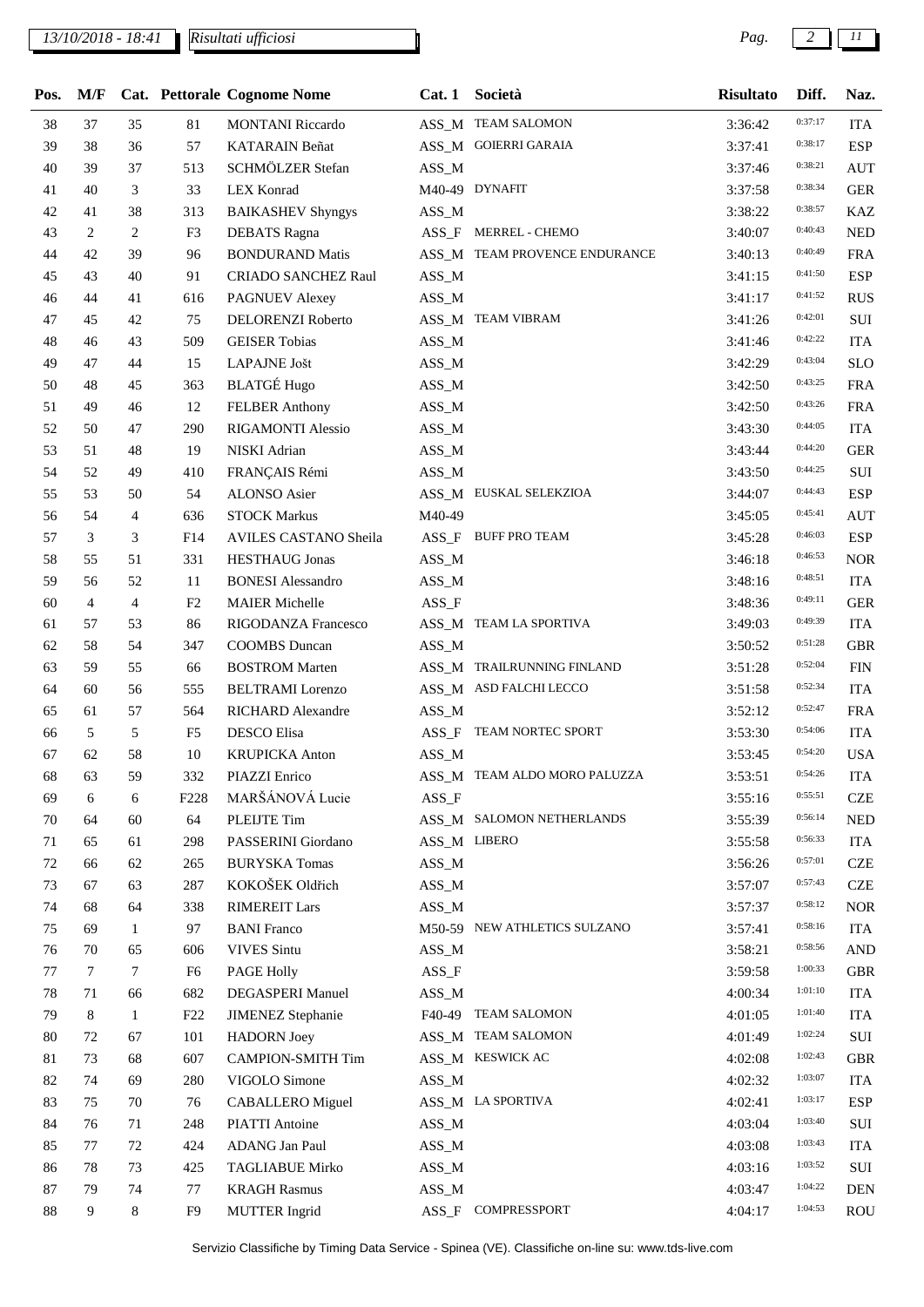| Pos. | M/F | Cat. | Pettorale | Cognome Nome | Cat. 1 | Società | Risultato | Diff. | Naz. |
|---|---|---|---|---|---|---|---|---|---|
| 38 | 37 | 35 | 81 | MONTANI Riccardo | ASS_M | TEAM SALOMON | 3:36:42 | 0:37:17 | ITA |
| 39 | 38 | 36 | 57 | KATARAIN Beñat | ASS_M | GOIERRI GARAIA | 3:37:41 | 0:38:17 | ESP |
| 40 | 39 | 37 | 513 | SCHMÖLZER Stefan | ASS_M | | 3:37:46 | 0:38:21 | AUT |
| 41 | 40 | 3 | 33 | LEX Konrad | M40-49 | DYNAFIT | 3:37:58 | 0:38:34 | GER |
| 42 | 41 | 38 | 313 | BAIKASHEV Shyngys | ASS_M | | 3:38:22 | 0:38:57 | KAZ |
| 43 | 2 | 2 | F3 | DEBATS Ragna | ASS_F | MERREL - CHEMO | 3:40:07 | 0:40:43 | NED |
| 44 | 42 | 39 | 96 | BONDURAND Matis | ASS_M | TEAM PROVENCE ENDURANCE | 3:40:13 | 0:40:49 | FRA |
| 45 | 43 | 40 | 91 | CRIADO SANCHEZ Raul | ASS_M | | 3:41:15 | 0:41:50 | ESP |
| 46 | 44 | 41 | 616 | PAGNUEV Alexey | ASS_M | | 3:41:17 | 0:41:52 | RUS |
| 47 | 45 | 42 | 75 | DELORENZI Roberto | ASS_M | TEAM VIBRAM | 3:41:26 | 0:42:01 | SUI |
| 48 | 46 | 43 | 509 | GEISER Tobias | ASS_M | | 3:41:46 | 0:42:22 | ITA |
| 49 | 47 | 44 | 15 | LAPAJNE Jošt | ASS_M | | 3:42:29 | 0:43:04 | SLO |
| 50 | 48 | 45 | 363 | BLATGÉ Hugo | ASS_M | | 3:42:50 | 0:43:25 | FRA |
| 51 | 49 | 46 | 12 | FELBER Anthony | ASS_M | | 3:42:50 | 0:43:26 | FRA |
| 52 | 50 | 47 | 290 | RIGAMONTI Alessio | ASS_M | | 3:43:30 | 0:44:05 | ITA |
| 53 | 51 | 48 | 19 | NISKI Adrian | ASS_M | | 3:43:44 | 0:44:20 | GER |
| 54 | 52 | 49 | 410 | FRANÇAIS Rémi | ASS_M | | 3:43:50 | 0:44:25 | SUI |
| 55 | 53 | 50 | 54 | ALONSO Asier | ASS_M | EUSKAL SELEKZIOA | 3:44:07 | 0:44:43 | ESP |
| 56 | 54 | 4 | 636 | STOCK Markus | M40-49 | | 3:45:05 | 0:45:41 | AUT |
| 57 | 3 | 3 | F14 | AVILES CASTANO Sheila | ASS_F | BUFF PRO TEAM | 3:45:28 | 0:46:03 | ESP |
| 58 | 55 | 51 | 331 | HESTHAUG Jonas | ASS_M | | 3:46:18 | 0:46:53 | NOR |
| 59 | 56 | 52 | 11 | BONESI Alessandro | ASS_M | | 3:48:16 | 0:48:51 | ITA |
| 60 | 4 | 4 | F2 | MAIER Michelle | ASS_F | | 3:48:36 | 0:49:11 | GER |
| 61 | 57 | 53 | 86 | RIGODANZA Francesco | ASS_M | TEAM LA SPORTIVA | 3:49:03 | 0:49:39 | ITA |
| 62 | 58 | 54 | 347 | COOMBS Duncan | ASS_M | | 3:50:52 | 0:51:28 | GBR |
| 63 | 59 | 55 | 66 | BOSTROM Marten | ASS_M | TRAILRUNNING FINLAND | 3:51:28 | 0:52:04 | FIN |
| 64 | 60 | 56 | 555 | BELTRAMI Lorenzo | ASS_M | ASD FALCHI LECCO | 3:51:58 | 0:52:34 | ITA |
| 65 | 61 | 57 | 564 | RICHARD Alexandre | ASS_M | | 3:52:12 | 0:52:47 | FRA |
| 66 | 5 | 5 | F5 | DESCO Elisa | ASS_F | TEAM NORTEC SPORT | 3:53:30 | 0:54:06 | ITA |
| 67 | 62 | 58 | 10 | KRUPICKA Anton | ASS_M | | 3:53:45 | 0:54:20 | USA |
| 68 | 63 | 59 | 332 | PIAZZI Enrico | ASS_M | TEAM ALDO MORO PALUZZA | 3:53:51 | 0:54:26 | ITA |
| 69 | 6 | 6 | F228 | MARŠÁNOVÁ Lucie | ASS_F | | 3:55:16 | 0:55:51 | CZE |
| 70 | 64 | 60 | 64 | PLEIJTE Tim | ASS_M | SALOMON NETHERLANDS | 3:55:39 | 0:56:14 | NED |
| 71 | 65 | 61 | 298 | PASSERINI Giordano | ASS_M | LIBERO | 3:55:58 | 0:56:33 | ITA |
| 72 | 66 | 62 | 265 | BURYSKA Tomas | ASS_M | | 3:56:26 | 0:57:01 | CZE |
| 73 | 67 | 63 | 287 | KOKOŠEK Oldřich | ASS_M | | 3:57:07 | 0:57:43 | CZE |
| 74 | 68 | 64 | 338 | RIMEREIT Lars | ASS_M | | 3:57:37 | 0:58:12 | NOR |
| 75 | 69 | 1 | 97 | BANI Franco | M50-59 | NEW ATHLETICS SULZANO | 3:57:41 | 0:58:16 | ITA |
| 76 | 70 | 65 | 606 | VIVES Sintu | ASS_M | | 3:58:21 | 0:58:56 | AND |
| 77 | 7 | 7 | F6 | PAGE Holly | ASS_F | | 3:59:58 | 1:00:33 | GBR |
| 78 | 71 | 66 | 682 | DEGASPERI Manuel | ASS_M | | 4:00:34 | 1:01:10 | ITA |
| 79 | 8 | 1 | F22 | JIMENEZ Stephanie | F40-49 | TEAM SALOMON | 4:01:05 | 1:01:40 | ITA |
| 80 | 72 | 67 | 101 | HADORN Joey | ASS_M | TEAM SALOMON | 4:01:49 | 1:02:24 | SUI |
| 81 | 73 | 68 | 607 | CAMPION-SMITH Tim | ASS_M | KESWICK AC | 4:02:08 | 1:02:43 | GBR |
| 82 | 74 | 69 | 280 | VIGOLO Simone | ASS_M | | 4:02:32 | 1:03:07 | ITA |
| 83 | 75 | 70 | 76 | CABALLERO Miguel | ASS_M | LA SPORTIVA | 4:02:41 | 1:03:17 | ESP |
| 84 | 76 | 71 | 248 | PIATTI Antoine | ASS_M | | 4:03:04 | 1:03:40 | SUI |
| 85 | 77 | 72 | 424 | ADANG Jan Paul | ASS_M | | 4:03:08 | 1:03:43 | ITA |
| 86 | 78 | 73 | 425 | TAGLIABUE Mirko | ASS_M | | 4:03:16 | 1:03:52 | SUI |
| 87 | 79 | 74 | 77 | KRAGH Rasmus | ASS_M | | 4:03:47 | 1:04:22 | DEN |
| 88 | 9 | 8 | F9 | MUTTER Ingrid | ASS_F | COMPRESSPORT | 4:04:17 | 1:04:53 | ROU |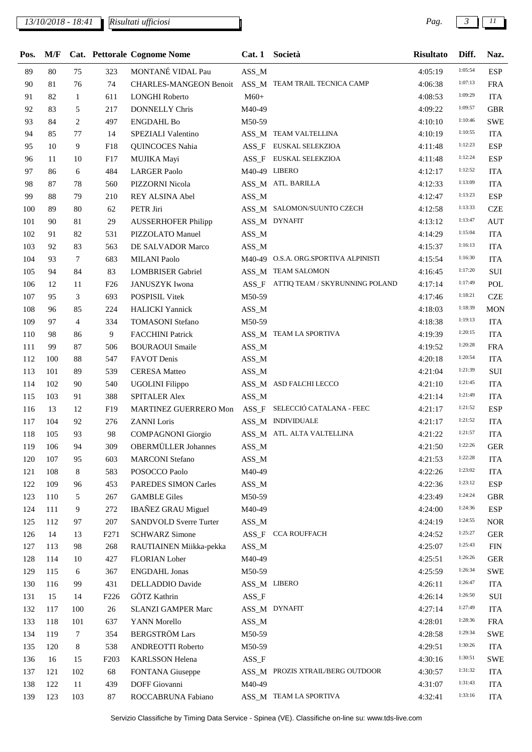*13/10/2018 - 18:41* *Risultati ufficiosi*

| Pos. | M/F | Cat. | Pettorale | Cognome Nome | Cat. 1 | Società | Risultato | Diff. | Naz. |
|---|---|---|---|---|---|---|---|---|---|
| 89 | 80 | 75 | 323 | MONTANÉ VIDAL Pau | ASS_M | | 4:05:19 | 1:05:54 | ESP |
| 90 | 81 | 76 | 74 | CHARLES-MANGEON Benoit | ASS_M | TEAM TRAIL TECNICA CAMP | 4:06:38 | 1:07:13 | FRA |
| 91 | 82 | 1 | 611 | LONGHI Roberto | M60+ | | 4:08:53 | 1:09:29 | ITA |
| 92 | 83 | 5 | 217 | DONNELLY Chris | M40-49 | | 4:09:22 | 1:09:57 | GBR |
| 93 | 84 | 2 | 497 | ENGDAHL Bo | M50-59 | | 4:10:10 | 1:10:46 | SWE |
| 94 | 85 | 77 | 14 | SPEZIALI Valentino | ASS_M | TEAM VALTELLINA | 4:10:19 | 1:10:55 | ITA |
| 95 | 10 | 9 | F18 | QUINCOCES Nahia | ASS_F | EUSKAL SELEKZIOA | 4:11:48 | 1:12:23 | ESP |
| 96 | 11 | 10 | F17 | MUJIKA Mayi | ASS_F | EUSKAL SELEKZIOA | 4:11:48 | 1:12:24 | ESP |
| 97 | 86 | 6 | 484 | LARGER Paolo | M40-49 | LIBERO | 4:12:17 | 1:12:52 | ITA |
| 98 | 87 | 78 | 560 | PIZZORNI Nicola | ASS_M | ATL. BARILLA | 4:12:33 | 1:13:09 | ITA |
| 99 | 88 | 79 | 210 | REY ALSINA Abel | ASS_M | | 4:12:47 | 1:13:23 | ESP |
| 100 | 89 | 80 | 62 | PETR Jiri | ASS_M | SALOMON/SUUNTO CZECH | 4:12:58 | 1:13:33 | CZE |
| 101 | 90 | 81 | 29 | AUSSERHOFER Philipp | ASS_M | DYNAFIT | 4:13:12 | 1:13:47 | AUT |
| 102 | 91 | 82 | 531 | PIZZOLATO Manuel | ASS_M | | 4:14:29 | 1:15:04 | ITA |
| 103 | 92 | 83 | 563 | DE SALVADOR Marco | ASS_M | | 4:15:37 | 1:16:13 | ITA |
| 104 | 93 | 7 | 683 | MILANI Paolo | M40-49 | O.S.A. ORG.SPORTIVA ALPINISTI | 4:15:54 | 1:16:30 | ITA |
| 105 | 94 | 84 | 83 | LOMBRISER Gabriel | ASS_M | TEAM SALOMON | 4:16:45 | 1:17:20 | SUI |
| 106 | 12 | 11 | F26 | JANUSZYK Iwona | ASS_F | ATTIQ TEAM / SKYRUNNING POLAND | 4:17:14 | 1:17:49 | POL |
| 107 | 95 | 3 | 693 | POSPISIL Vitek | M50-59 | | 4:17:46 | 1:18:21 | CZE |
| 108 | 96 | 85 | 224 | HALICKI Yannick | ASS_M | | 4:18:03 | 1:18:39 | MON |
| 109 | 97 | 4 | 334 | TOMASONI Stefano | M50-59 | | 4:18:38 | 1:19:13 | ITA |
| 110 | 98 | 86 | 9 | FACCHINI Patrick | ASS_M | TEAM LA SPORTIVA | 4:19:39 | 1:20:15 | ITA |
| 111 | 99 | 87 | 506 | BOURAOUI Smaile | ASS_M | | 4:19:52 | 1:20:28 | FRA |
| 112 | 100 | 88 | 547 | FAVOT Denis | ASS_M | | 4:20:18 | 1:20:54 | ITA |
| 113 | 101 | 89 | 539 | CERESA Matteo | ASS_M | | 4:21:04 | 1:21:39 | SUI |
| 114 | 102 | 90 | 540 | UGOLINI Filippo | ASS_M | ASD FALCHI LECCO | 4:21:10 | 1:21:45 | ITA |
| 115 | 103 | 91 | 388 | SPITALER Alex | ASS_M | | 4:21:14 | 1:21:49 | ITA |
| 116 | 13 | 12 | F19 | MARTINEZ GUERRERO Mon | ASS_F | SELECCIÓ CATALANA - FEEC | 4:21:17 | 1:21:52 | ESP |
| 117 | 104 | 92 | 276 | ZANNI Loris | ASS_M | INDIVIDUALE | 4:21:17 | 1:21:52 | ITA |
| 118 | 105 | 93 | 98 | COMPAGNONI Giorgio | ASS_M | ATL. ALTA VALTELLINA | 4:21:22 | 1:21:57 | ITA |
| 119 | 106 | 94 | 309 | OBERMÜLLER Johannes | ASS_M | | 4:21:50 | 1:22:26 | GER |
| 120 | 107 | 95 | 603 | MARCONI Stefano | ASS_M | | 4:21:53 | 1:22:28 | ITA |
| 121 | 108 | 8 | 583 | POSOCCO Paolo | M40-49 | | 4:22:26 | 1:23:02 | ITA |
| 122 | 109 | 96 | 453 | PAREDES SIMON Carles | ASS_M | | 4:22:36 | 1:23:12 | ESP |
| 123 | 110 | 5 | 267 | GAMBLE Giles | M50-59 | | 4:23:49 | 1:24:24 | GBR |
| 124 | 111 | 9 | 272 | IBAÑEZ GRAU Miguel | M40-49 | | 4:24:00 | 1:24:36 | ESP |
| 125 | 112 | 97 | 207 | SANDVOLD Sverre Turter | ASS_M | | 4:24:19 | 1:24:55 | NOR |
| 126 | 14 | 13 | F271 | SCHWARZ Simone | ASS_F | CCA ROUFFACH | 4:24:52 | 1:25:27 | GER |
| 127 | 113 | 98 | 268 | RAUTIAINEN Miikka-pekka | ASS_M | | 4:25:07 | 1:25:43 | FIN |
| 128 | 114 | 10 | 427 | FLORIAN Loher | M40-49 | | 4:25:51 | 1:26:26 | GER |
| 129 | 115 | 6 | 367 | ENGDAHL Jonas | M50-59 | | 4:25:59 | 1:26:34 | SWE |
| 130 | 116 | 99 | 431 | DELLADDIO Davide | ASS_M | LIBERO | 4:26:11 | 1:26:47 | ITA |
| 131 | 15 | 14 | F226 | GÖTZ Kathrin | ASS_F | | 4:26:14 | 1:26:50 | SUI |
| 132 | 117 | 100 | 26 | SLANZI GAMPER Marc | ASS_M | DYNAFIT | 4:27:14 | 1:27:49 | ITA |
| 133 | 118 | 101 | 637 | YANN Morello | ASS_M | | 4:28:01 | 1:28:36 | FRA |
| 134 | 119 | 7 | 354 | BERGSTRÖM Lars | M50-59 | | 4:28:58 | 1:29:34 | SWE |
| 135 | 120 | 8 | 538 | ANDREOTTI Roberto | M50-59 | | 4:29:51 | 1:30:26 | ITA |
| 136 | 16 | 15 | F203 | KARLSSON Helena | ASS_F | | 4:30:16 | 1:30:51 | SWE |
| 137 | 121 | 102 | 68 | FONTANA Giuseppe | ASS_M | PROZIS XTRAIL/BERG OUTDOOR | 4:30:57 | 1:31:32 | ITA |
| 138 | 122 | 11 | 439 | DOFF Giovanni | M40-49 | | 4:31:07 | 1:31:43 | ITA |
| 139 | 123 | 103 | 87 | ROCCABRUNA Fabiano | ASS_M | TEAM LA SPORTIVA | 4:32:41 | 1:33:16 | ITA |

Servizio Classifiche by Timing Data Service - Spinea (VE). Classifiche on-line su: www.tds-live.com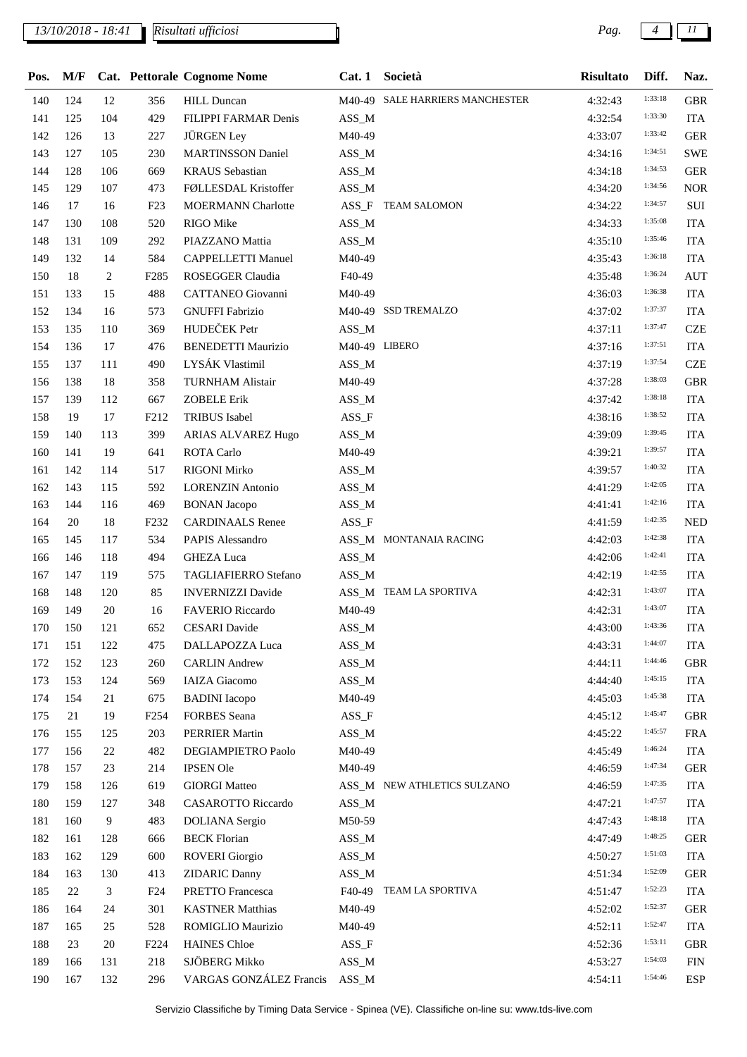| Pos. | M/F | Cat. | Pettorale | Cognome Nome | Cat. 1 | Società | Risultato | Diff. | Naz. |
|---|---|---|---|---|---|---|---|---|---|
| 140 | 124 | 12 | 356 | HILL Duncan | M40-49 | SALE HARRIERS MANCHESTER | 4:32:43 | 1:33:18 | GBR |
| 141 | 125 | 104 | 429 | FILIPPI FARMAR Denis | ASS_M | | 4:32:54 | 1:33:30 | ITA |
| 142 | 126 | 13 | 227 | JÜRGEN Ley | M40-49 | | 4:33:07 | 1:33:42 | GER |
| 143 | 127 | 105 | 230 | MARTINSSON Daniel | ASS_M | | 4:34:16 | 1:34:51 | SWE |
| 144 | 128 | 106 | 669 | KRAUS Sebastian | ASS_M | | 4:34:18 | 1:34:53 | GER |
| 145 | 129 | 107 | 473 | FØLLESDAL Kristoffer | ASS_M | | 4:34:20 | 1:34:56 | NOR |
| 146 | 17 | 16 | F23 | MOERMANN Charlotte | ASS_F | TEAM SALOMON | 4:34:22 | 1:34:57 | SUI |
| 147 | 130 | 108 | 520 | RIGO Mike | ASS_M | | 4:34:33 | 1:35:08 | ITA |
| 148 | 131 | 109 | 292 | PIAZZANO Mattia | ASS_M | | 4:35:10 | 1:35:46 | ITA |
| 149 | 132 | 14 | 584 | CAPPELLETTI Manuel | M40-49 | | 4:35:43 | 1:36:18 | ITA |
| 150 | 18 | 2 | F285 | ROSEGGER Claudia | F40-49 | | 4:35:48 | 1:36:24 | AUT |
| 151 | 133 | 15 | 488 | CATTANEO Giovanni | M40-49 | | 4:36:03 | 1:36:38 | ITA |
| 152 | 134 | 16 | 573 | GNUFFI Fabrizio | M40-49 | SSD TREMALZO | 4:37:02 | 1:37:37 | ITA |
| 153 | 135 | 110 | 369 | HUDEČEK Petr | ASS_M | | 4:37:11 | 1:37:47 | CZE |
| 154 | 136 | 17 | 476 | BENEDETTI Maurizio | M40-49 | LIBERO | 4:37:16 | 1:37:51 | ITA |
| 155 | 137 | 111 | 490 | LYSÁK Vlastimil | ASS_M | | 4:37:19 | 1:37:54 | CZE |
| 156 | 138 | 18 | 358 | TURNHAM Alistair | M40-49 | | 4:37:28 | 1:38:03 | GBR |
| 157 | 139 | 112 | 667 | ZOBELE Erik | ASS_M | | 4:37:42 | 1:38:18 | ITA |
| 158 | 19 | 17 | F212 | TRIBUS Isabel | ASS_F | | 4:38:16 | 1:38:52 | ITA |
| 159 | 140 | 113 | 399 | ARIAS ALVAREZ Hugo | ASS_M | | 4:39:09 | 1:39:45 | ITA |
| 160 | 141 | 19 | 641 | ROTA Carlo | M40-49 | | 4:39:21 | 1:39:57 | ITA |
| 161 | 142 | 114 | 517 | RIGONI Mirko | ASS_M | | 4:39:57 | 1:40:32 | ITA |
| 162 | 143 | 115 | 592 | LORENZIN Antonio | ASS_M | | 4:41:29 | 1:42:05 | ITA |
| 163 | 144 | 116 | 469 | BONAN Jacopo | ASS_M | | 4:41:41 | 1:42:16 | ITA |
| 164 | 20 | 18 | F232 | CARDINAALS Renee | ASS_F | | 4:41:59 | 1:42:35 | NED |
| 165 | 145 | 117 | 534 | PAPIS Alessandro | ASS_M | MONTANAIA RACING | 4:42:03 | 1:42:38 | ITA |
| 166 | 146 | 118 | 494 | GHEZA Luca | ASS_M | | 4:42:06 | 1:42:41 | ITA |
| 167 | 147 | 119 | 575 | TAGLIAFIERRO Stefano | ASS_M | | 4:42:19 | 1:42:55 | ITA |
| 168 | 148 | 120 | 85 | INVERNIZZI Davide | ASS_M | TEAM LA SPORTIVA | 4:42:31 | 1:43:07 | ITA |
| 169 | 149 | 20 | 16 | FAVERIO Riccardo | M40-49 | | 4:42:31 | 1:43:07 | ITA |
| 170 | 150 | 121 | 652 | CESARI Davide | ASS_M | | 4:43:00 | 1:43:36 | ITA |
| 171 | 151 | 122 | 475 | DALLAPOZZA Luca | ASS_M | | 4:43:31 | 1:44:07 | ITA |
| 172 | 152 | 123 | 260 | CARLIN Andrew | ASS_M | | 4:44:11 | 1:44:46 | GBR |
| 173 | 153 | 124 | 569 | IAIZA Giacomo | ASS_M | | 4:44:40 | 1:45:15 | ITA |
| 174 | 154 | 21 | 675 | BADINI Iacopo | M40-49 | | 4:45:03 | 1:45:38 | ITA |
| 175 | 21 | 19 | F254 | FORBES Seana | ASS_F | | 4:45:12 | 1:45:47 | GBR |
| 176 | 155 | 125 | 203 | PERRIER Martin | ASS_M | | 4:45:22 | 1:45:57 | FRA |
| 177 | 156 | 22 | 482 | DEGIAMPIETRO Paolo | M40-49 | | 4:45:49 | 1:46:24 | ITA |
| 178 | 157 | 23 | 214 | IPSEN Ole | M40-49 | | 4:46:59 | 1:47:34 | GER |
| 179 | 158 | 126 | 619 | GIORGI Matteo | ASS_M | NEW ATHLETICS SULZANO | 4:46:59 | 1:47:35 | ITA |
| 180 | 159 | 127 | 348 | CASAROTTO Riccardo | ASS_M | | 4:47:21 | 1:47:57 | ITA |
| 181 | 160 | 9 | 483 | DOLIANA Sergio | M50-59 | | 4:47:43 | 1:48:18 | ITA |
| 182 | 161 | 128 | 666 | BECK Florian | ASS_M | | 4:47:49 | 1:48:25 | GER |
| 183 | 162 | 129 | 600 | ROVERI Giorgio | ASS_M | | 4:50:27 | 1:51:03 | ITA |
| 184 | 163 | 130 | 413 | ZIDARIC Danny | ASS_M | | 4:51:34 | 1:52:09 | GER |
| 185 | 22 | 3 | F24 | PRETTO Francesca | F40-49 | TEAM LA SPORTIVA | 4:51:47 | 1:52:23 | ITA |
| 186 | 164 | 24 | 301 | KASTNER Matthias | M40-49 | | 4:52:02 | 1:52:37 | GER |
| 187 | 165 | 25 | 528 | ROMIGLIO Maurizio | M40-49 | | 4:52:11 | 1:52:47 | ITA |
| 188 | 23 | 20 | F224 | HAINES Chloe | ASS_F | | 4:52:36 | 1:53:11 | GBR |
| 189 | 166 | 131 | 218 | SJÖBERG Mikko | ASS_M | | 4:53:27 | 1:54:03 | FIN |
| 190 | 167 | 132 | 296 | VARGAS GONZÁLEZ Francis | ASS_M | | 4:54:11 | 1:54:46 | ESP |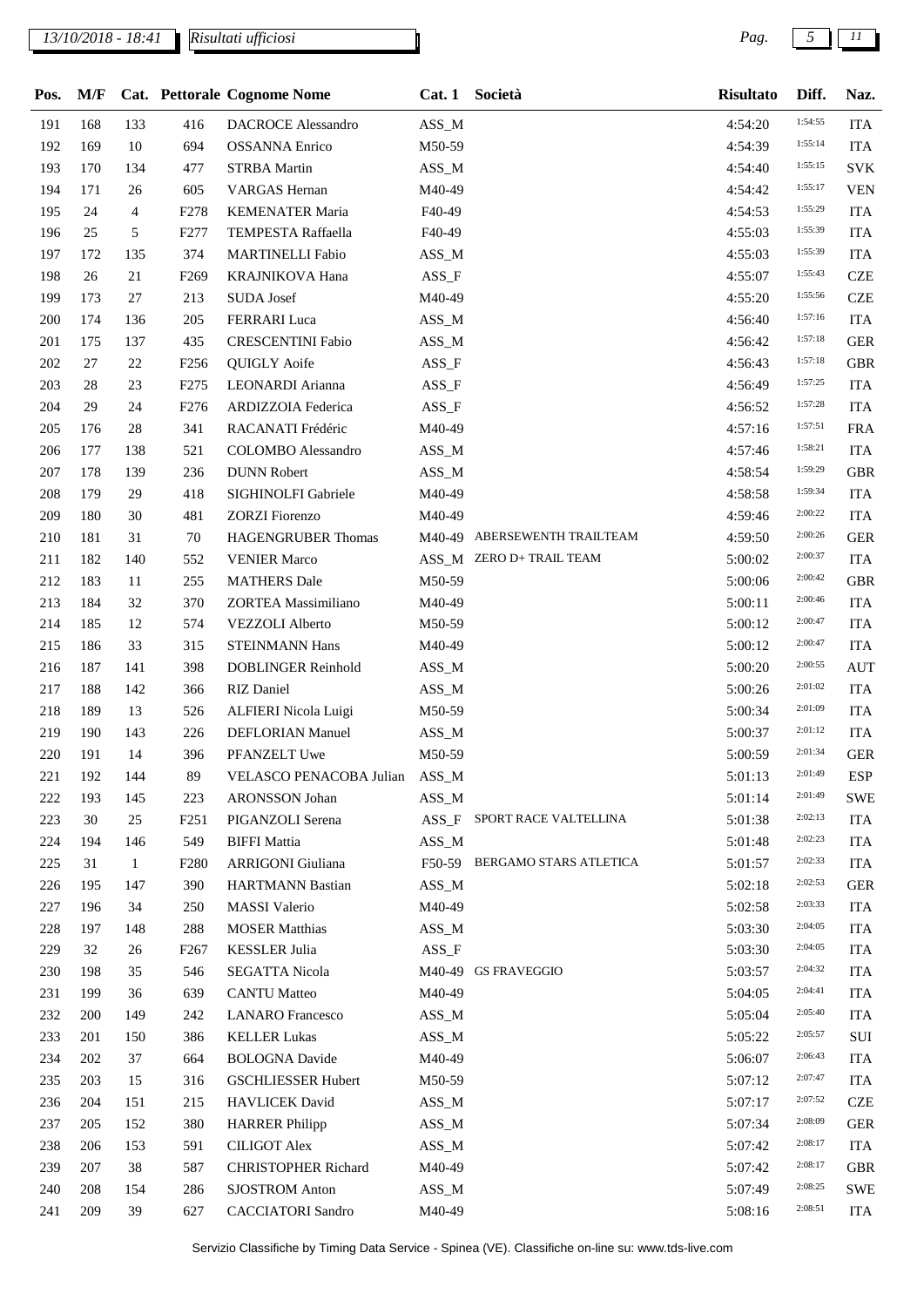13/10/2018 - 18:41 Risultati ufficiosi

| Pos. | M/F | Cat. | Pettorale | Cognome Nome | Cat. 1 | Società | Risultato | Diff. | Naz. |
|---|---|---|---|---|---|---|---|---|---|
| 191 | 168 | 133 | 416 | DACROCE Alessandro | ASS_M | | 4:54:20 | 1:54:55 | ITA |
| 192 | 169 | 10 | 694 | OSSANNA Enrico | M50-59 | | 4:54:39 | 1:55:14 | ITA |
| 193 | 170 | 134 | 477 | STRBA Martin | ASS_M | | 4:54:40 | 1:55:15 | SVK |
| 194 | 171 | 26 | 605 | VARGAS Hernan | M40-49 | | 4:54:42 | 1:55:17 | VEN |
| 195 | 24 | 4 | F278 | KEMENATER Maria | F40-49 | | 4:54:53 | 1:55:29 | ITA |
| 196 | 25 | 5 | F277 | TEMPESTA Raffaella | F40-49 | | 4:55:03 | 1:55:39 | ITA |
| 197 | 172 | 135 | 374 | MARTINELLI Fabio | ASS_M | | 4:55:03 | 1:55:39 | ITA |
| 198 | 26 | 21 | F269 | KRAJNIKOVA Hana | ASS_F | | 4:55:07 | 1:55:43 | CZE |
| 199 | 173 | 27 | 213 | SUDA Josef | M40-49 | | 4:55:20 | 1:55:56 | CZE |
| 200 | 174 | 136 | 205 | FERRARI Luca | ASS_M | | 4:56:40 | 1:57:16 | ITA |
| 201 | 175 | 137 | 435 | CRESCENTINI Fabio | ASS_M | | 4:56:42 | 1:57:18 | GER |
| 202 | 27 | 22 | F256 | QUIGLY Aoife | ASS_F | | 4:56:43 | 1:57:18 | GBR |
| 203 | 28 | 23 | F275 | LEONARDI Arianna | ASS_F | | 4:56:49 | 1:57:25 | ITA |
| 204 | 29 | 24 | F276 | ARDIZZOIA Federica | ASS_F | | 4:56:52 | 1:57:28 | ITA |
| 205 | 176 | 28 | 341 | RACANATI Frédéric | M40-49 | | 4:57:16 | 1:57:51 | FRA |
| 206 | 177 | 138 | 521 | COLOMBO Alessandro | ASS_M | | 4:57:46 | 1:58:21 | ITA |
| 207 | 178 | 139 | 236 | DUNN Robert | ASS_M | | 4:58:54 | 1:59:29 | GBR |
| 208 | 179 | 29 | 418 | SIGHINOLFI Gabriele | M40-49 | | 4:58:58 | 1:59:34 | ITA |
| 209 | 180 | 30 | 481 | ZORZI Fiorenzo | M40-49 | | 4:59:46 | 2:00:22 | ITA |
| 210 | 181 | 31 | 70 | HAGENGRUBER Thomas | M40-49 | ABERSEWENTH TRAILTEAM | 4:59:50 | 2:00:26 | GER |
| 211 | 182 | 140 | 552 | VENIER Marco | ASS_M | ZERO D+ TRAIL TEAM | 5:00:02 | 2:00:37 | ITA |
| 212 | 183 | 11 | 255 | MATHERS Dale | M50-59 | | 5:00:06 | 2:00:42 | GBR |
| 213 | 184 | 32 | 370 | ZORTEA Massimiliano | M40-49 | | 5:00:11 | 2:00:46 | ITA |
| 214 | 185 | 12 | 574 | VEZZOLI Alberto | M50-59 | | 5:00:12 | 2:00:47 | ITA |
| 215 | 186 | 33 | 315 | STEINMANN Hans | M40-49 | | 5:00:12 | 2:00:47 | ITA |
| 216 | 187 | 141 | 398 | DOBLINGER Reinhold | ASS_M | | 5:00:20 | 2:00:55 | AUT |
| 217 | 188 | 142 | 366 | RIZ Daniel | ASS_M | | 5:00:26 | 2:01:02 | ITA |
| 218 | 189 | 13 | 526 | ALFIERI Nicola Luigi | M50-59 | | 5:00:34 | 2:01:09 | ITA |
| 219 | 190 | 143 | 226 | DEFLORIAN Manuel | ASS_M | | 5:00:37 | 2:01:12 | ITA |
| 220 | 191 | 14 | 396 | PFANZELT Uwe | M50-59 | | 5:00:59 | 2:01:34 | GER |
| 221 | 192 | 144 | 89 | VELASCO PENACOBA Julian | ASS_M | | 5:01:13 | 2:01:49 | ESP |
| 222 | 193 | 145 | 223 | ARONSSON Johan | ASS_M | | 5:01:14 | 2:01:49 | SWE |
| 223 | 30 | 25 | F251 | PIGANZOLI Serena | ASS_F | SPORT RACE VALTELLINA | 5:01:38 | 2:02:13 | ITA |
| 224 | 194 | 146 | 549 | BIFFI Mattia | ASS_M | | 5:01:48 | 2:02:23 | ITA |
| 225 | 31 | 1 | F280 | ARRIGONI Giuliana | F50-59 | BERGAMO STARS ATLETICA | 5:01:57 | 2:02:33 | ITA |
| 226 | 195 | 147 | 390 | HARTMANN Bastian | ASS_M | | 5:02:18 | 2:02:53 | GER |
| 227 | 196 | 34 | 250 | MASSI Valerio | M40-49 | | 5:02:58 | 2:03:33 | ITA |
| 228 | 197 | 148 | 288 | MOSER Matthias | ASS_M | | 5:03:30 | 2:04:05 | ITA |
| 229 | 32 | 26 | F267 | KESSLER Julia | ASS_F | | 5:03:30 | 2:04:05 | ITA |
| 230 | 198 | 35 | 546 | SEGATTA Nicola | M40-49 | GS FRAVEGGIO | 5:03:57 | 2:04:32 | ITA |
| 231 | 199 | 36 | 639 | CANTU Matteo | M40-49 | | 5:04:05 | 2:04:41 | ITA |
| 232 | 200 | 149 | 242 | LANARO Francesco | ASS_M | | 5:05:04 | 2:05:40 | ITA |
| 233 | 201 | 150 | 386 | KELLER Lukas | ASS_M | | 5:05:22 | 2:05:57 | SUI |
| 234 | 202 | 37 | 664 | BOLOGNA Davide | M40-49 | | 5:06:07 | 2:06:43 | ITA |
| 235 | 203 | 15 | 316 | GSCHLIESSER Hubert | M50-59 | | 5:07:12 | 2:07:47 | ITA |
| 236 | 204 | 151 | 215 | HAVLICEK David | ASS_M | | 5:07:17 | 2:07:52 | CZE |
| 237 | 205 | 152 | 380 | HARRER Philipp | ASS_M | | 5:07:34 | 2:08:09 | GER |
| 238 | 206 | 153 | 591 | CILIGOT Alex | ASS_M | | 5:07:42 | 2:08:17 | ITA |
| 239 | 207 | 38 | 587 | CHRISTOPHER Richard | M40-49 | | 5:07:42 | 2:08:17 | GBR |
| 240 | 208 | 154 | 286 | SJOSTROM Anton | ASS_M | | 5:07:49 | 2:08:25 | SWE |
| 241 | 209 | 39 | 627 | CACCIATORI Sandro | M40-49 | | 5:08:16 | 2:08:51 | ITA |

Servizio Classifiche by Timing Data Service - Spinea (VE). Classifiche on-line su: www.tds-live.com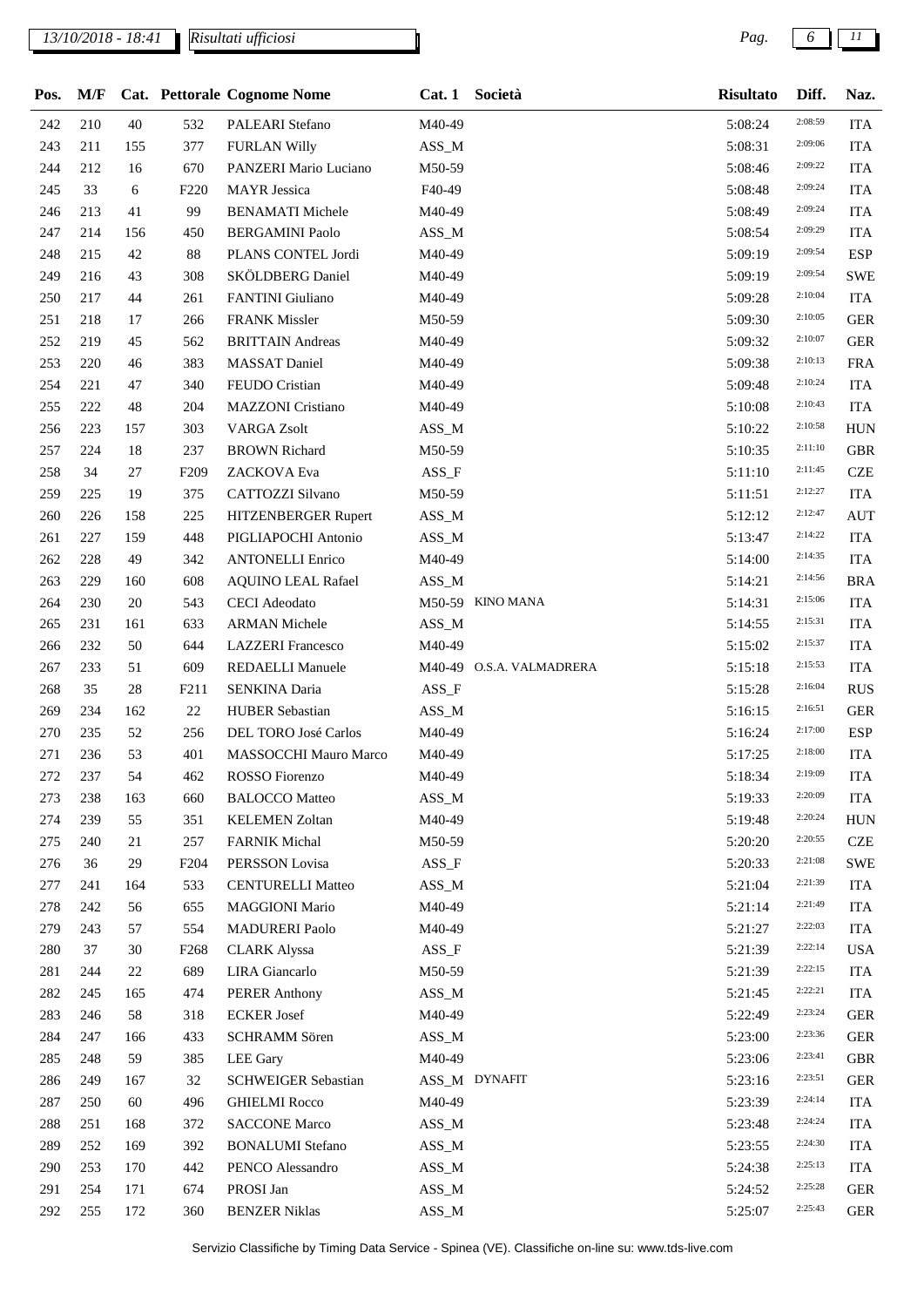| Pos. | M/F | Cat. | Pettorale | Cognome Nome | Cat. 1 | Società | Risultato | Diff. | Naz. |
|---|---|---|---|---|---|---|---|---|---|
| 242 | 210 | 40 | 532 | PALEARI Stefano | M40-49 | | 5:08:24 | 2:08:59 | ITA |
| 243 | 211 | 155 | 377 | FURLAN Willy | ASS_M | | 5:08:31 | 2:09:06 | ITA |
| 244 | 212 | 16 | 670 | PANZERI Mario Luciano | M50-59 | | 5:08:46 | 2:09:22 | ITA |
| 245 | 33 | 6 | F220 | MAYR Jessica | F40-49 | | 5:08:48 | 2:09:24 | ITA |
| 246 | 213 | 41 | 99 | BENAMATI Michele | M40-49 | | 5:08:49 | 2:09:24 | ITA |
| 247 | 214 | 156 | 450 | BERGAMINI Paolo | ASS_M | | 5:08:54 | 2:09:29 | ITA |
| 248 | 215 | 42 | 88 | PLANS CONTEL Jordi | M40-49 | | 5:09:19 | 2:09:54 | ESP |
| 249 | 216 | 43 | 308 | SKÖLDBERG Daniel | M40-49 | | 5:09:19 | 2:09:54 | SWE |
| 250 | 217 | 44 | 261 | FANTINI Giuliano | M40-49 | | 5:09:28 | 2:10:04 | ITA |
| 251 | 218 | 17 | 266 | FRANK Missler | M50-59 | | 5:09:30 | 2:10:05 | GER |
| 252 | 219 | 45 | 562 | BRITTAIN Andreas | M40-49 | | 5:09:32 | 2:10:07 | GER |
| 253 | 220 | 46 | 383 | MASSAT Daniel | M40-49 | | 5:09:38 | 2:10:13 | FRA |
| 254 | 221 | 47 | 340 | FEUDO Cristian | M40-49 | | 5:09:48 | 2:10:24 | ITA |
| 255 | 222 | 48 | 204 | MAZZONI Cristiano | M40-49 | | 5:10:08 | 2:10:43 | ITA |
| 256 | 223 | 157 | 303 | VARGA Zsolt | ASS_M | | 5:10:22 | 2:10:58 | HUN |
| 257 | 224 | 18 | 237 | BROWN Richard | M50-59 | | 5:10:35 | 2:11:10 | GBR |
| 258 | 34 | 27 | F209 | ZACKOVA Eva | ASS_F | | 5:11:10 | 2:11:45 | CZE |
| 259 | 225 | 19 | 375 | CATTOZZI Silvano | M50-59 | | 5:11:51 | 2:12:27 | ITA |
| 260 | 226 | 158 | 225 | HITZENBERGER Rupert | ASS_M | | 5:12:12 | 2:12:47 | AUT |
| 261 | 227 | 159 | 448 | PIGLIAPOCHI Antonio | ASS_M | | 5:13:47 | 2:14:22 | ITA |
| 262 | 228 | 49 | 342 | ANTONELLI Enrico | M40-49 | | 5:14:00 | 2:14:35 | ITA |
| 263 | 229 | 160 | 608 | AQUINO LEAL Rafael | ASS_M | | 5:14:21 | 2:14:56 | BRA |
| 264 | 230 | 20 | 543 | CECI Adeodato | M50-59 | KINO MANA | 5:14:31 | 2:15:06 | ITA |
| 265 | 231 | 161 | 633 | ARMAN Michele | ASS_M | | 5:14:55 | 2:15:31 | ITA |
| 266 | 232 | 50 | 644 | LAZZERI Francesco | M40-49 | | 5:15:02 | 2:15:37 | ITA |
| 267 | 233 | 51 | 609 | REDAELLI Manuele | M40-49 | O.S.A. VALMADRERA | 5:15:18 | 2:15:53 | ITA |
| 268 | 35 | 28 | F211 | SENKINA Daria | ASS_F | | 5:15:28 | 2:16:04 | RUS |
| 269 | 234 | 162 | 22 | HUBER Sebastian | ASS_M | | 5:16:15 | 2:16:51 | GER |
| 270 | 235 | 52 | 256 | DEL TORO José Carlos | M40-49 | | 5:16:24 | 2:17:00 | ESP |
| 271 | 236 | 53 | 401 | MASSOCCHI Mauro Marco | M40-49 | | 5:17:25 | 2:18:00 | ITA |
| 272 | 237 | 54 | 462 | ROSSO Fiorenzo | M40-49 | | 5:18:34 | 2:19:09 | ITA |
| 273 | 238 | 163 | 660 | BALOCCO Matteo | ASS_M | | 5:19:33 | 2:20:09 | ITA |
| 274 | 239 | 55 | 351 | KELEMEN Zoltan | M40-49 | | 5:19:48 | 2:20:24 | HUN |
| 275 | 240 | 21 | 257 | FARNIK Michal | M50-59 | | 5:20:20 | 2:20:55 | CZE |
| 276 | 36 | 29 | F204 | PERSSON Lovisa | ASS_F | | 5:20:33 | 2:21:08 | SWE |
| 277 | 241 | 164 | 533 | CENTURELLI Matteo | ASS_M | | 5:21:04 | 2:21:39 | ITA |
| 278 | 242 | 56 | 655 | MAGGIONI Mario | M40-49 | | 5:21:14 | 2:21:49 | ITA |
| 279 | 243 | 57 | 554 | MADURERI Paolo | M40-49 | | 5:21:27 | 2:22:03 | ITA |
| 280 | 37 | 30 | F268 | CLARK Alyssa | ASS_F | | 5:21:39 | 2:22:14 | USA |
| 281 | 244 | 22 | 689 | LIRA Giancarlo | M50-59 | | 5:21:39 | 2:22:15 | ITA |
| 282 | 245 | 165 | 474 | PERER Anthony | ASS_M | | 5:21:45 | 2:22:21 | ITA |
| 283 | 246 | 58 | 318 | ECKER Josef | M40-49 | | 5:22:49 | 2:23:24 | GER |
| 284 | 247 | 166 | 433 | SCHRAMM Sören | ASS_M | | 5:23:00 | 2:23:36 | GER |
| 285 | 248 | 59 | 385 | LEE Gary | M40-49 | | 5:23:06 | 2:23:41 | GBR |
| 286 | 249 | 167 | 32 | SCHWEIGER Sebastian | ASS_M | DYNAFIT | 5:23:16 | 2:23:51 | GER |
| 287 | 250 | 60 | 496 | GHIELMI Rocco | M40-49 | | 5:23:39 | 2:24:14 | ITA |
| 288 | 251 | 168 | 372 | SACCONE Marco | ASS_M | | 5:23:48 | 2:24:24 | ITA |
| 289 | 252 | 169 | 392 | BONALUMI Stefano | ASS_M | | 5:23:55 | 2:24:30 | ITA |
| 290 | 253 | 170 | 442 | PENCO Alessandro | ASS_M | | 5:24:38 | 2:25:13 | ITA |
| 291 | 254 | 171 | 674 | PROSI Jan | ASS_M | | 5:24:52 | 2:25:28 | GER |
| 292 | 255 | 172 | 360 | BENZER Niklas | ASS_M | | 5:25:07 | 2:25:43 | GER |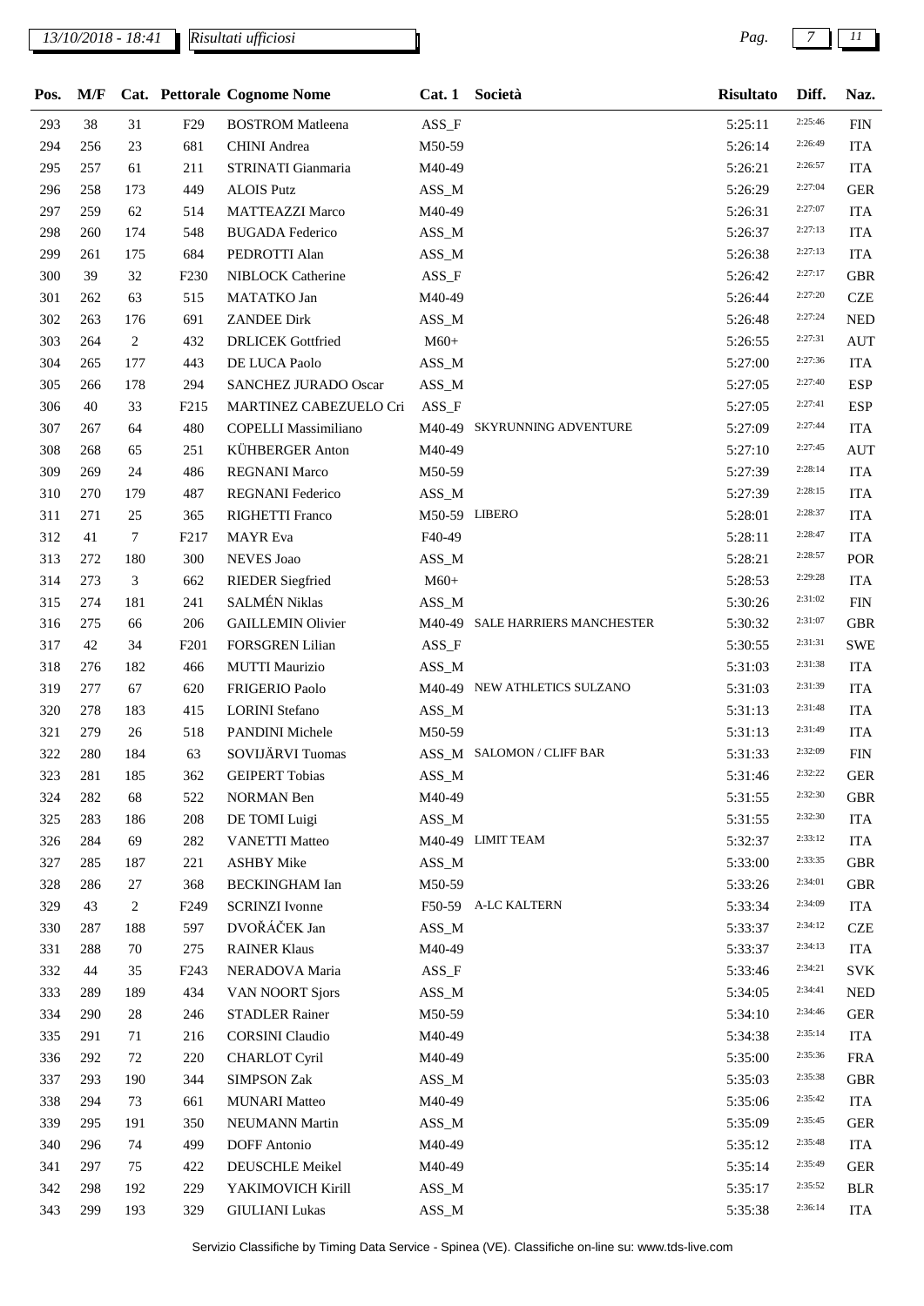| Pos. | M/F | Cat. | Pettorale | Cognome Nome | Cat. 1 | Società | Risultato | Diff. | Naz. |
|---|---|---|---|---|---|---|---|---|---|
| 293 | 38 | 31 | F29 | BOSTROM Matleena | ASS_F | | 5:25:11 | 2:25:46 | FIN |
| 294 | 256 | 23 | 681 | CHINI Andrea | M50-59 | | 5:26:14 | 2:26:49 | ITA |
| 295 | 257 | 61 | 211 | STRINATI Gianmaria | M40-49 | | 5:26:21 | 2:26:57 | ITA |
| 296 | 258 | 173 | 449 | ALOIS Putz | ASS_M | | 5:26:29 | 2:27:04 | GER |
| 297 | 259 | 62 | 514 | MATTEAZZI Marco | M40-49 | | 5:26:31 | 2:27:07 | ITA |
| 298 | 260 | 174 | 548 | BUGADA Federico | ASS_M | | 5:26:37 | 2:27:13 | ITA |
| 299 | 261 | 175 | 684 | PEDROTTI Alan | ASS_M | | 5:26:38 | 2:27:13 | ITA |
| 300 | 39 | 32 | F230 | NIBLOCK Catherine | ASS_F | | 5:26:42 | 2:27:17 | GBR |
| 301 | 262 | 63 | 515 | MATATKO Jan | M40-49 | | 5:26:44 | 2:27:20 | CZE |
| 302 | 263 | 176 | 691 | ZANDEE Dirk | ASS_M | | 5:26:48 | 2:27:24 | NED |
| 303 | 264 | 2 | 432 | DRLICEK Gottfried | M60+ | | 5:26:55 | 2:27:31 | AUT |
| 304 | 265 | 177 | 443 | DE LUCA Paolo | ASS_M | | 5:27:00 | 2:27:36 | ITA |
| 305 | 266 | 178 | 294 | SANCHEZ JURADO Oscar | ASS_M | | 5:27:05 | 2:27:40 | ESP |
| 306 | 40 | 33 | F215 | MARTINEZ CABEZUELO Cri | ASS_F | | 5:27:05 | 2:27:41 | ESP |
| 307 | 267 | 64 | 480 | COPELLI Massimiliano | M40-49 | SKYRUNNING ADVENTURE | 5:27:09 | 2:27:44 | ITA |
| 308 | 268 | 65 | 251 | KÜHBERGER Anton | M40-49 | | 5:27:10 | 2:27:45 | AUT |
| 309 | 269 | 24 | 486 | REGNANI Marco | M50-59 | | 5:27:39 | 2:28:14 | ITA |
| 310 | 270 | 179 | 487 | REGNANI Federico | ASS_M | | 5:27:39 | 2:28:15 | ITA |
| 311 | 271 | 25 | 365 | RIGHETTI Franco | M50-59 | LIBERO | 5:28:01 | 2:28:37 | ITA |
| 312 | 41 | 7 | F217 | MAYR Eva | F40-49 | | 5:28:11 | 2:28:47 | ITA |
| 313 | 272 | 180 | 300 | NEVES Joao | ASS_M | | 5:28:21 | 2:28:57 | POR |
| 314 | 273 | 3 | 662 | RIEDER Siegfried | M60+ | | 5:28:53 | 2:29:28 | ITA |
| 315 | 274 | 181 | 241 | SALMÉN Niklas | ASS_M | | 5:30:26 | 2:31:02 | FIN |
| 316 | 275 | 66 | 206 | GAILLEMIN Olivier | M40-49 | SALE HARRIERS MANCHESTER | 5:30:32 | 2:31:07 | GBR |
| 317 | 42 | 34 | F201 | FORSGREN Lilian | ASS_F | | 5:30:55 | 2:31:31 | SWE |
| 318 | 276 | 182 | 466 | MUTTI Maurizio | ASS_M | | 5:31:03 | 2:31:38 | ITA |
| 319 | 277 | 67 | 620 | FRIGERIO Paolo | M40-49 | NEW ATHLETICS SULZANO | 5:31:03 | 2:31:39 | ITA |
| 320 | 278 | 183 | 415 | LORINI Stefano | ASS_M | | 5:31:13 | 2:31:48 | ITA |
| 321 | 279 | 26 | 518 | PANDINI Michele | M50-59 | | 5:31:13 | 2:31:49 | ITA |
| 322 | 280 | 184 | 63 | SOVIJÄRVI Tuomas | ASS_M | SALOMON / CLIFF BAR | 5:31:33 | 2:32:09 | FIN |
| 323 | 281 | 185 | 362 | GEIPERT Tobias | ASS_M | | 5:31:46 | 2:32:22 | GER |
| 324 | 282 | 68 | 522 | NORMAN Ben | M40-49 | | 5:31:55 | 2:32:30 | GBR |
| 325 | 283 | 186 | 208 | DE TOMI Luigi | ASS_M | | 5:31:55 | 2:32:30 | ITA |
| 326 | 284 | 69 | 282 | VANETTI Matteo | M40-49 | LIMIT TEAM | 5:32:37 | 2:33:12 | ITA |
| 327 | 285 | 187 | 221 | ASHBY Mike | ASS_M | | 5:33:00 | 2:33:35 | GBR |
| 328 | 286 | 27 | 368 | BECKINGHAM Ian | M50-59 | | 5:33:26 | 2:34:01 | GBR |
| 329 | 43 | 2 | F249 | SCRINZI Ivonne | F50-59 | A-LC KALTERN | 5:33:34 | 2:34:09 | ITA |
| 330 | 287 | 188 | 597 | DVOŘÁČEK Jan | ASS_M | | 5:33:37 | 2:34:12 | CZE |
| 331 | 288 | 70 | 275 | RAINER Klaus | M40-49 | | 5:33:37 | 2:34:13 | ITA |
| 332 | 44 | 35 | F243 | NERADOVA Maria | ASS_F | | 5:33:46 | 2:34:21 | SVK |
| 333 | 289 | 189 | 434 | VAN NOORT Sjors | ASS_M | | 5:34:05 | 2:34:41 | NED |
| 334 | 290 | 28 | 246 | STADLER Rainer | M50-59 | | 5:34:10 | 2:34:46 | GER |
| 335 | 291 | 71 | 216 | CORSINI Claudio | M40-49 | | 5:34:38 | 2:35:14 | ITA |
| 336 | 292 | 72 | 220 | CHARLOT Cyril | M40-49 | | 5:35:00 | 2:35:36 | FRA |
| 337 | 293 | 190 | 344 | SIMPSON Zak | ASS_M | | 5:35:03 | 2:35:38 | GBR |
| 338 | 294 | 73 | 661 | MUNARI Matteo | M40-49 | | 5:35:06 | 2:35:42 | ITA |
| 339 | 295 | 191 | 350 | NEUMANN Martin | ASS_M | | 5:35:09 | 2:35:45 | GER |
| 340 | 296 | 74 | 499 | DOFF Antonio | M40-49 | | 5:35:12 | 2:35:48 | ITA |
| 341 | 297 | 75 | 422 | DEUSCHLE Meikel | M40-49 | | 5:35:14 | 2:35:49 | GER |
| 342 | 298 | 192 | 229 | YAKIMOVICH Kirill | ASS_M | | 5:35:17 | 2:35:52 | BLR |
| 343 | 299 | 193 | 329 | GIULIANI Lukas | ASS_M | | 5:35:38 | 2:36:14 | ITA |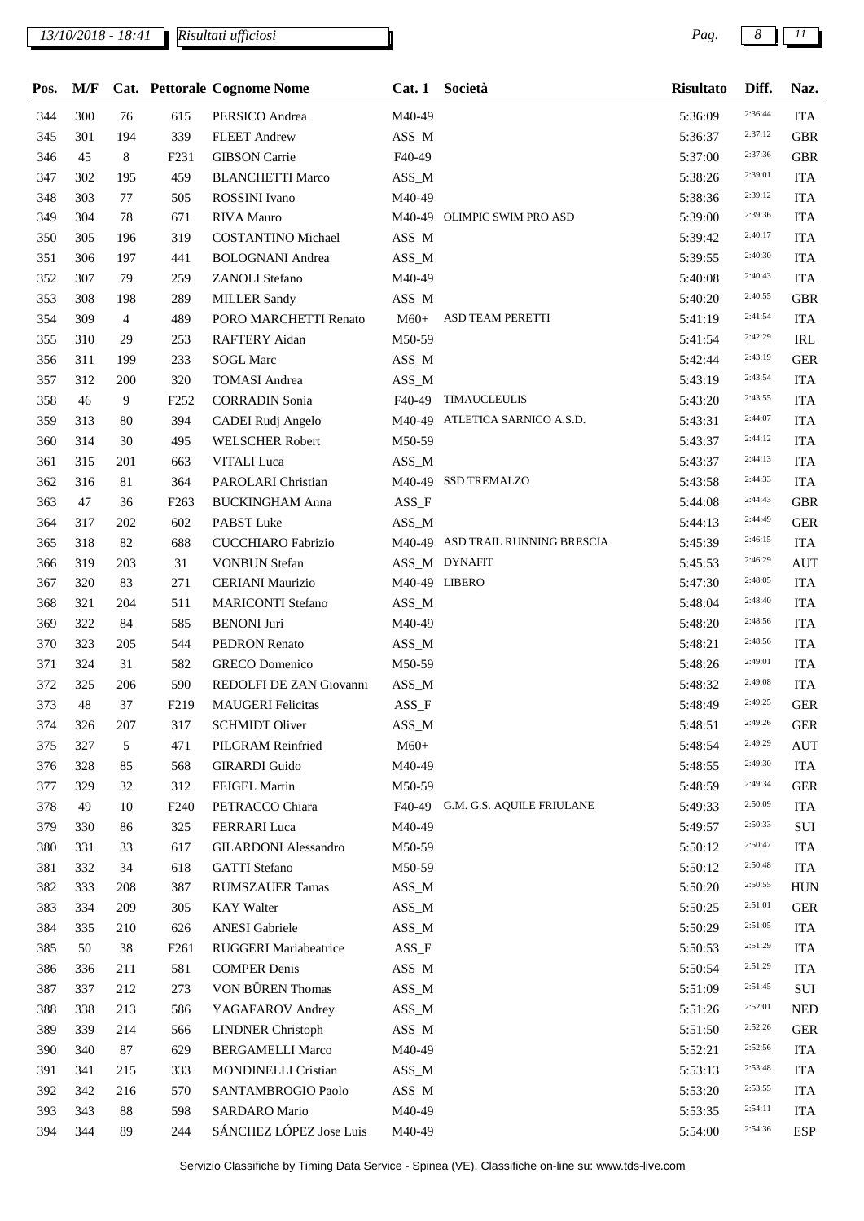| Pos. | M/F | Cat. | Pettorale | Cognome Nome | Cat. 1 | Società | Risultato | Diff. | Naz. |
|---|---|---|---|---|---|---|---|---|---|
| 344 | 300 | 76 | 615 | PERSICO Andrea | M40-49 | | 5:36:09 | 2:36:44 | ITA |
| 345 | 301 | 194 | 339 | FLEET Andrew | ASS_M | | 5:36:37 | 2:37:12 | GBR |
| 346 | 45 | 8 | F231 | GIBSON Carrie | F40-49 | | 5:37:00 | 2:37:36 | GBR |
| 347 | 302 | 195 | 459 | BLANCHETTI Marco | ASS_M | | 5:38:26 | 2:39:01 | ITA |
| 348 | 303 | 77 | 505 | ROSSINI Ivano | M40-49 | | 5:38:36 | 2:39:12 | ITA |
| 349 | 304 | 78 | 671 | RIVA Mauro | M40-49 | OLIMPIC SWIM PRO ASD | 5:39:00 | 2:39:36 | ITA |
| 350 | 305 | 196 | 319 | COSTANTINO Michael | ASS_M | | 5:39:42 | 2:40:17 | ITA |
| 351 | 306 | 197 | 441 | BOLOGNANI Andrea | ASS_M | | 5:39:55 | 2:40:30 | ITA |
| 352 | 307 | 79 | 259 | ZANOLI Stefano | M40-49 | | 5:40:08 | 2:40:43 | ITA |
| 353 | 308 | 198 | 289 | MILLER Sandy | ASS_M | | 5:40:20 | 2:40:55 | GBR |
| 354 | 309 | 4 | 489 | PORO MARCHETTI Renato | M60+ | ASD TEAM PERETTI | 5:41:19 | 2:41:54 | ITA |
| 355 | 310 | 29 | 253 | RAFTERY Aidan | M50-59 | | 5:41:54 | 2:42:29 | IRL |
| 356 | 311 | 199 | 233 | SOGL Marc | ASS_M | | 5:42:44 | 2:43:19 | GER |
| 357 | 312 | 200 | 320 | TOMASI Andrea | ASS_M | | 5:43:19 | 2:43:54 | ITA |
| 358 | 46 | 9 | F252 | CORRADIN Sonia | F40-49 | TIMAUCLEULIS | 5:43:20 | 2:43:55 | ITA |
| 359 | 313 | 80 | 394 | CADEI Rudj Angelo | M40-49 | ATLETICA SARNICO A.S.D. | 5:43:31 | 2:44:07 | ITA |
| 360 | 314 | 30 | 495 | WELSCHER Robert | M50-59 | | 5:43:37 | 2:44:12 | ITA |
| 361 | 315 | 201 | 663 | VITALI Luca | ASS_M | | 5:43:37 | 2:44:13 | ITA |
| 362 | 316 | 81 | 364 | PAROLARI Christian | M40-49 | SSD TREMALZO | 5:43:58 | 2:44:33 | ITA |
| 363 | 47 | 36 | F263 | BUCKINGHAM Anna | ASS_F | | 5:44:08 | 2:44:43 | GBR |
| 364 | 317 | 202 | 602 | PABST Luke | ASS_M | | 5:44:13 | 2:44:49 | GER |
| 365 | 318 | 82 | 688 | CUCCHIARO Fabrizio | M40-49 | ASD TRAIL RUNNING BRESCIA | 5:45:39 | 2:46:15 | ITA |
| 366 | 319 | 203 | 31 | VONBUN Stefan | ASS_M | DYNAFIT | 5:45:53 | 2:46:29 | AUT |
| 367 | 320 | 83 | 271 | CERIANI Maurizio | M40-49 | LIBERO | 5:47:30 | 2:48:05 | ITA |
| 368 | 321 | 204 | 511 | MARICONTI Stefano | ASS_M | | 5:48:04 | 2:48:40 | ITA |
| 369 | 322 | 84 | 585 | BENONI Juri | M40-49 | | 5:48:20 | 2:48:56 | ITA |
| 370 | 323 | 205 | 544 | PEDRON Renato | ASS_M | | 5:48:21 | 2:48:56 | ITA |
| 371 | 324 | 31 | 582 | GRECO Domenico | M50-59 | | 5:48:26 | 2:49:01 | ITA |
| 372 | 325 | 206 | 590 | REDOLFI DE ZAN Giovanni | ASS_M | | 5:48:32 | 2:49:08 | ITA |
| 373 | 48 | 37 | F219 | MAUGERI Felicitas | ASS_F | | 5:48:49 | 2:49:25 | GER |
| 374 | 326 | 207 | 317 | SCHMIDT Oliver | ASS_M | | 5:48:51 | 2:49:26 | GER |
| 375 | 327 | 5 | 471 | PILGRAM Reinfried | M60+ | | 5:48:54 | 2:49:29 | AUT |
| 376 | 328 | 85 | 568 | GIRARDI Guido | M40-49 | | 5:48:55 | 2:49:30 | ITA |
| 377 | 329 | 32 | 312 | FEIGEL Martin | M50-59 | | 5:48:59 | 2:49:34 | GER |
| 378 | 49 | 10 | F240 | PETRACCO Chiara | F40-49 | G.M. G.S. AQUILE FRIULANE | 5:49:33 | 2:50:09 | ITA |
| 379 | 330 | 86 | 325 | FERRARI Luca | M40-49 | | 5:49:57 | 2:50:33 | SUI |
| 380 | 331 | 33 | 617 | GILARDONI Alessandro | M50-59 | | 5:50:12 | 2:50:47 | ITA |
| 381 | 332 | 34 | 618 | GATTI Stefano | M50-59 | | 5:50:12 | 2:50:48 | ITA |
| 382 | 333 | 208 | 387 | RUMSZAUER Tamas | ASS_M | | 5:50:20 | 2:50:55 | HUN |
| 383 | 334 | 209 | 305 | KAY Walter | ASS_M | | 5:50:25 | 2:51:01 | GER |
| 384 | 335 | 210 | 626 | ANESI Gabriele | ASS_M | | 5:50:29 | 2:51:05 | ITA |
| 385 | 50 | 38 | F261 | RUGGERI Mariabeatrice | ASS_F | | 5:50:53 | 2:51:29 | ITA |
| 386 | 336 | 211 | 581 | COMPER Denis | ASS_M | | 5:50:54 | 2:51:29 | ITA |
| 387 | 337 | 212 | 273 | VON BÜREN Thomas | ASS_M | | 5:51:09 | 2:51:45 | SUI |
| 388 | 338 | 213 | 586 | YAGAFAROV Andrey | ASS_M | | 5:51:26 | 2:52:01 | NED |
| 389 | 339 | 214 | 566 | LINDNER Christoph | ASS_M | | 5:51:50 | 2:52:26 | GER |
| 390 | 340 | 87 | 629 | BERGAMELLI Marco | M40-49 | | 5:52:21 | 2:52:56 | ITA |
| 391 | 341 | 215 | 333 | MONDINELLI Cristian | ASS_M | | 5:53:13 | 2:53:48 | ITA |
| 392 | 342 | 216 | 570 | SANTAMBROGIO Paolo | ASS_M | | 5:53:20 | 2:53:55 | ITA |
| 393 | 343 | 88 | 598 | SARDARO Mario | M40-49 | | 5:53:35 | 2:54:11 | ITA |
| 394 | 344 | 89 | 244 | SÁNCHEZ LÓPEZ Jose Luis | M40-49 | | 5:54:00 | 2:54:36 | ESP |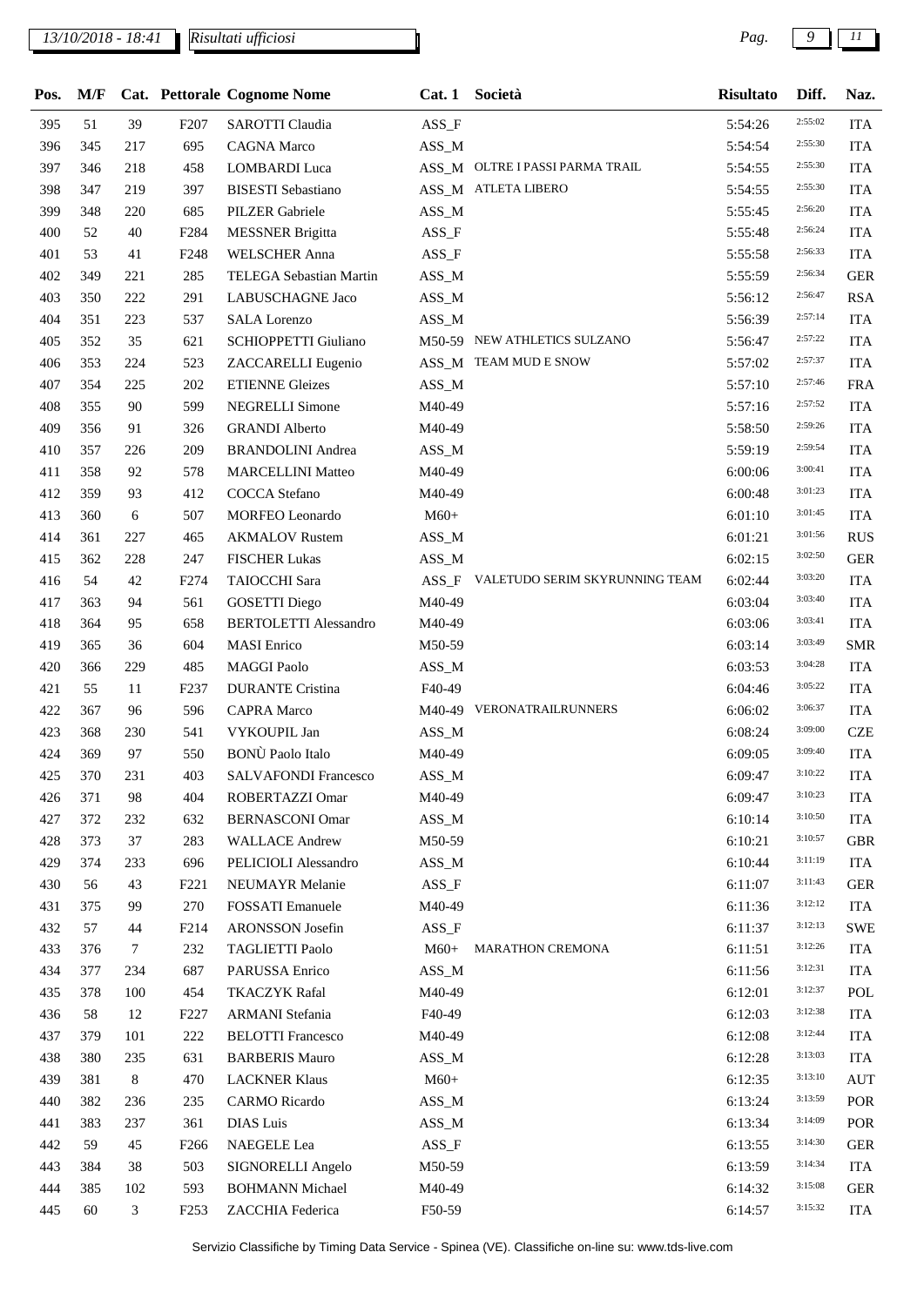| Pos. | M/F | Cat. | Pettorale | Cognome Nome | Cat. 1 | Società | Risultato | Diff. | Naz. |
|---|---|---|---|---|---|---|---|---|---|
| 395 | 51 | 39 | F207 | SAROTTI Claudia | ASS_F | | 5:54:26 | 2:55:02 | ITA |
| 396 | 345 | 217 | 695 | CAGNA Marco | ASS_M | | 5:54:54 | 2:55:30 | ITA |
| 397 | 346 | 218 | 458 | LOMBARDI Luca | ASS_M | OLTRE I PASSI PARMA TRAIL | 5:54:55 | 2:55:30 | ITA |
| 398 | 347 | 219 | 397 | BISESTI Sebastiano | ASS_M | ATLETA LIBERO | 5:54:55 | 2:55:30 | ITA |
| 399 | 348 | 220 | 685 | PILZER Gabriele | ASS_M | | 5:55:45 | 2:56:20 | ITA |
| 400 | 52 | 40 | F284 | MESSNER Brigitta | ASS_F | | 5:55:48 | 2:56:24 | ITA |
| 401 | 53 | 41 | F248 | WELSCHER Anna | ASS_F | | 5:55:58 | 2:56:33 | ITA |
| 402 | 349 | 221 | 285 | TELEGA Sebastian Martin | ASS_M | | 5:55:59 | 2:56:34 | GER |
| 403 | 350 | 222 | 291 | LABUSCHAGNE Jaco | ASS_M | | 5:56:12 | 2:56:47 | RSA |
| 404 | 351 | 223 | 537 | SALA Lorenzo | ASS_M | | 5:56:39 | 2:57:14 | ITA |
| 405 | 352 | 35 | 621 | SCHIOPPETTI Giuliano | M50-59 | NEW ATHLETICS SULZANO | 5:56:47 | 2:57:22 | ITA |
| 406 | 353 | 224 | 523 | ZACCARELLI Eugenio | ASS_M | TEAM MUD E SNOW | 5:57:02 | 2:57:37 | ITA |
| 407 | 354 | 225 | 202 | ETIENNE Gleizes | ASS_M | | 5:57:10 | 2:57:46 | FRA |
| 408 | 355 | 90 | 599 | NEGRELLI Simone | M40-49 | | 5:57:16 | 2:57:52 | ITA |
| 409 | 356 | 91 | 326 | GRANDI Alberto | M40-49 | | 5:58:50 | 2:59:26 | ITA |
| 410 | 357 | 226 | 209 | BRANDOLINI Andrea | ASS_M | | 5:59:19 | 2:59:54 | ITA |
| 411 | 358 | 92 | 578 | MARCELLINI Matteo | M40-49 | | 6:00:06 | 3:00:41 | ITA |
| 412 | 359 | 93 | 412 | COCCA Stefano | M40-49 | | 6:00:48 | 3:01:23 | ITA |
| 413 | 360 | 6 | 507 | MORFEO Leonardo | M60+ | | 6:01:10 | 3:01:45 | ITA |
| 414 | 361 | 227 | 465 | AKMALOV Rustem | ASS_M | | 6:01:21 | 3:01:56 | RUS |
| 415 | 362 | 228 | 247 | FISCHER Lukas | ASS_M | | 6:02:15 | 3:02:50 | GER |
| 416 | 54 | 42 | F274 | TAIOCCHI Sara | ASS_F | VALETUDO SERIM SKYRUNNING TEAM | 6:02:44 | 3:03:20 | ITA |
| 417 | 363 | 94 | 561 | GOSETTI Diego | M40-49 | | 6:03:04 | 3:03:40 | ITA |
| 418 | 364 | 95 | 658 | BERTOLETTI Alessandro | M40-49 | | 6:03:06 | 3:03:41 | ITA |
| 419 | 365 | 36 | 604 | MASI Enrico | M50-59 | | 6:03:14 | 3:03:49 | SMR |
| 420 | 366 | 229 | 485 | MAGGI Paolo | ASS_M | | 6:03:53 | 3:04:28 | ITA |
| 421 | 55 | 11 | F237 | DURANTE Cristina | F40-49 | | 6:04:46 | 3:05:22 | ITA |
| 422 | 367 | 96 | 596 | CAPRA Marco | M40-49 | VERONATRAILRUNNERS | 6:06:02 | 3:06:37 | ITA |
| 423 | 368 | 230 | 541 | VYKOUPIL Jan | ASS_M | | 6:08:24 | 3:09:00 | CZE |
| 424 | 369 | 97 | 550 | BONÙ Paolo Italo | M40-49 | | 6:09:05 | 3:09:40 | ITA |
| 425 | 370 | 231 | 403 | SALVAFONDI Francesco | ASS_M | | 6:09:47 | 3:10:22 | ITA |
| 426 | 371 | 98 | 404 | ROBERTAZZI Omar | M40-49 | | 6:09:47 | 3:10:23 | ITA |
| 427 | 372 | 232 | 632 | BERNASCONI Omar | ASS_M | | 6:10:14 | 3:10:50 | ITA |
| 428 | 373 | 37 | 283 | WALLACE Andrew | M50-59 | | 6:10:21 | 3:10:57 | GBR |
| 429 | 374 | 233 | 696 | PELICIOLI Alessandro | ASS_M | | 6:10:44 | 3:11:19 | ITA |
| 430 | 56 | 43 | F221 | NEUMAYR Melanie | ASS_F | | 6:11:07 | 3:11:43 | GER |
| 431 | 375 | 99 | 270 | FOSSATI Emanuele | M40-49 | | 6:11:36 | 3:12:12 | ITA |
| 432 | 57 | 44 | F214 | ARONSSON Josefin | ASS_F | | 6:11:37 | 3:12:13 | SWE |
| 433 | 376 | 7 | 232 | TAGLIETTI Paolo | M60+ | MARATHON CREMONA | 6:11:51 | 3:12:26 | ITA |
| 434 | 377 | 234 | 687 | PARUSSA Enrico | ASS_M | | 6:11:56 | 3:12:31 | ITA |
| 435 | 378 | 100 | 454 | TKACZYK Rafal | M40-49 | | 6:12:01 | 3:12:37 | POL |
| 436 | 58 | 12 | F227 | ARMANI Stefania | F40-49 | | 6:12:03 | 3:12:38 | ITA |
| 437 | 379 | 101 | 222 | BELOTTI Francesco | M40-49 | | 6:12:08 | 3:12:44 | ITA |
| 438 | 380 | 235 | 631 | BARBERIS Mauro | ASS_M | | 6:12:28 | 3:13:03 | ITA |
| 439 | 381 | 8 | 470 | LACKNER Klaus | M60+ | | 6:12:35 | 3:13:10 | AUT |
| 440 | 382 | 236 | 235 | CARMO Ricardo | ASS_M | | 6:13:24 | 3:13:59 | POR |
| 441 | 383 | 237 | 361 | DIAS Luis | ASS_M | | 6:13:34 | 3:14:09 | POR |
| 442 | 59 | 45 | F266 | NAEGELE Lea | ASS_F | | 6:13:55 | 3:14:30 | GER |
| 443 | 384 | 38 | 503 | SIGNORELLI Angelo | M50-59 | | 6:13:59 | 3:14:34 | ITA |
| 444 | 385 | 102 | 593 | BOHMANN Michael | M40-49 | | 6:14:32 | 3:15:08 | GER |
| 445 | 60 | 3 | F253 | ZACCHIA Federica | F50-59 | | 6:14:57 | 3:15:32 | ITA |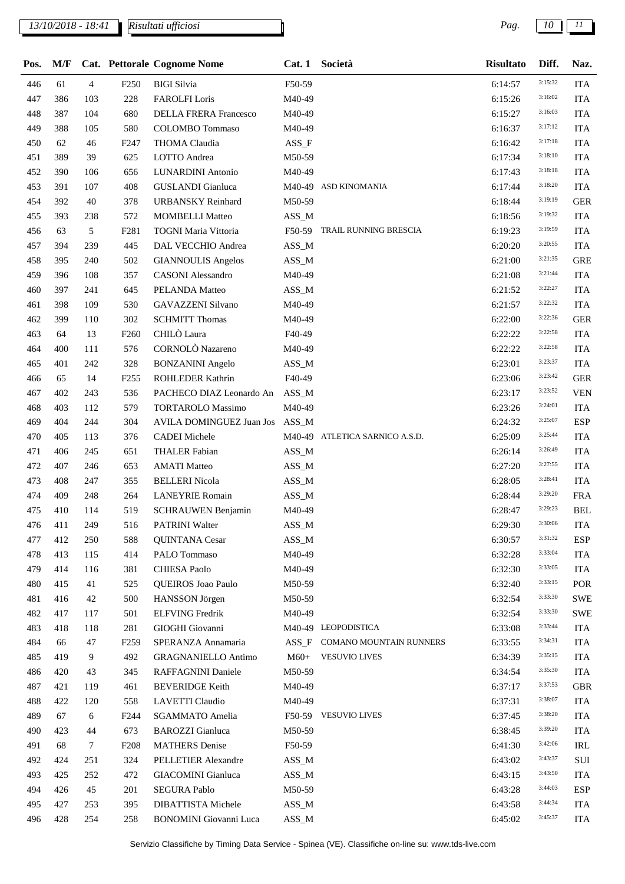| Pos. | M/F | Cat. | Pettorale | Cognome Nome | Cat. 1 | Società | Risultato | Diff. | Naz. |
|---|---|---|---|---|---|---|---|---|---|
| 446 | 61 | 4 | F250 | BIGI Silvia | F50-59 | | 6:14:57 | 3:15:32 | ITA |
| 447 | 386 | 103 | 228 | FAROLFI Loris | M40-49 | | 6:15:26 | 3:16:02 | ITA |
| 448 | 387 | 104 | 680 | DELLA FRERA Francesco | M40-49 | | 6:15:27 | 3:16:03 | ITA |
| 449 | 388 | 105 | 580 | COLOMBO Tommaso | M40-49 | | 6:16:37 | 3:17:12 | ITA |
| 450 | 62 | 46 | F247 | THOMA Claudia | ASS_F | | 6:16:42 | 3:17:18 | ITA |
| 451 | 389 | 39 | 625 | LOTTO Andrea | M50-59 | | 6:17:34 | 3:18:10 | ITA |
| 452 | 390 | 106 | 656 | LUNARDINI Antonio | M40-49 | | 6:17:43 | 3:18:18 | ITA |
| 453 | 391 | 107 | 408 | GUSLANDI Gianluca | M40-49 | ASD KINOMANIA | 6:17:44 | 3:18:20 | ITA |
| 454 | 392 | 40 | 378 | URBANSKY Reinhard | M50-59 | | 6:18:44 | 3:19:19 | GER |
| 455 | 393 | 238 | 572 | MOMBELLI Matteo | ASS_M | | 6:18:56 | 3:19:32 | ITA |
| 456 | 63 | 5 | F281 | TOGNI Maria Vittoria | F50-59 | TRAIL RUNNING BRESCIA | 6:19:23 | 3:19:59 | ITA |
| 457 | 394 | 239 | 445 | DAL VECCHIO Andrea | ASS_M | | 6:20:20 | 3:20:55 | ITA |
| 458 | 395 | 240 | 502 | GIANNOULIS Angelos | ASS_M | | 6:21:00 | 3:21:35 | GRE |
| 459 | 396 | 108 | 357 | CASONI Alessandro | M40-49 | | 6:21:08 | 3:21:44 | ITA |
| 460 | 397 | 241 | 645 | PELANDA Matteo | ASS_M | | 6:21:52 | 3:22:27 | ITA |
| 461 | 398 | 109 | 530 | GAVAZZENI Silvano | M40-49 | | 6:21:57 | 3:22:32 | ITA |
| 462 | 399 | 110 | 302 | SCHMITT Thomas | M40-49 | | 6:22:00 | 3:22:36 | GER |
| 463 | 64 | 13 | F260 | CHILÒ Laura | F40-49 | | 6:22:22 | 3:22:58 | ITA |
| 464 | 400 | 111 | 576 | CORNOLÒ Nazareno | M40-49 | | 6:22:22 | 3:22:58 | ITA |
| 465 | 401 | 242 | 328 | BONZANINI Angelo | ASS_M | | 6:23:01 | 3:23:37 | ITA |
| 466 | 65 | 14 | F255 | ROHLEDER Kathrin | F40-49 | | 6:23:06 | 3:23:42 | GER |
| 467 | 402 | 243 | 536 | PACHECO DIAZ Leonardo An | ASS_M | | 6:23:17 | 3:23:52 | VEN |
| 468 | 403 | 112 | 579 | TORTAROLO Massimo | M40-49 | | 6:23:26 | 3:24:01 | ITA |
| 469 | 404 | 244 | 304 | AVILA DOMINGUEZ Juan Jos | ASS_M | | 6:24:32 | 3:25:07 | ESP |
| 470 | 405 | 113 | 376 | CADEI Michele | M40-49 | ATLETICA SARNICO A.S.D. | 6:25:09 | 3:25:44 | ITA |
| 471 | 406 | 245 | 651 | THALER Fabian | ASS_M | | 6:26:14 | 3:26:49 | ITA |
| 472 | 407 | 246 | 653 | AMATI Matteo | ASS_M | | 6:27:20 | 3:27:55 | ITA |
| 473 | 408 | 247 | 355 | BELLERI Nicola | ASS_M | | 6:28:05 | 3:28:41 | ITA |
| 474 | 409 | 248 | 264 | LANEYRIE Romain | ASS_M | | 6:28:44 | 3:29:20 | FRA |
| 475 | 410 | 114 | 519 | SCHRAUWEN Benjamin | M40-49 | | 6:28:47 | 3:29:23 | BEL |
| 476 | 411 | 249 | 516 | PATRINI Walter | ASS_M | | 6:29:30 | 3:30:06 | ITA |
| 477 | 412 | 250 | 588 | QUINTANA Cesar | ASS_M | | 6:30:57 | 3:31:32 | ESP |
| 478 | 413 | 115 | 414 | PALO Tommaso | M40-49 | | 6:32:28 | 3:33:04 | ITA |
| 479 | 414 | 116 | 381 | CHIESA Paolo | M40-49 | | 6:32:30 | 3:33:05 | ITA |
| 480 | 415 | 41 | 525 | QUEIROS Joao Paulo | M50-59 | | 6:32:40 | 3:33:15 | POR |
| 481 | 416 | 42 | 500 | HANSSON Jörgen | M50-59 | | 6:32:54 | 3:33:30 | SWE |
| 482 | 417 | 117 | 501 | ELFVING Fredrik | M40-49 | | 6:32:54 | 3:33:30 | SWE |
| 483 | 418 | 118 | 281 | GIOGHI Giovanni | M40-49 | LEOPODISTICA | 6:33:08 | 3:33:44 | ITA |
| 484 | 66 | 47 | F259 | SPERANZA Annamaria | ASS_F | COMANO MOUNTAIN RUNNERS | 6:33:55 | 3:34:31 | ITA |
| 485 | 419 | 9 | 492 | GRAGNANIELLO Antimo | M60+ | VESUVIO LIVES | 6:34:39 | 3:35:15 | ITA |
| 486 | 420 | 43 | 345 | RAFFAGNINI Daniele | M50-59 | | 6:34:54 | 3:35:30 | ITA |
| 487 | 421 | 119 | 461 | BEVERIDGE Keith | M40-49 | | 6:37:17 | 3:37:53 | GBR |
| 488 | 422 | 120 | 558 | LAVETTI Claudio | M40-49 | | 6:37:31 | 3:38:07 | ITA |
| 489 | 67 | 6 | F244 | SGAMMATO Amelia | F50-59 | VESUVIO LIVES | 6:37:45 | 3:38:20 | ITA |
| 490 | 423 | 44 | 673 | BAROZZI Gianluca | M50-59 | | 6:38:45 | 3:39:20 | ITA |
| 491 | 68 | 7 | F208 | MATHERS Denise | F50-59 | | 6:41:30 | 3:42:06 | IRL |
| 492 | 424 | 251 | 324 | PELLETIER Alexandre | ASS_M | | 6:43:02 | 3:43:37 | SUI |
| 493 | 425 | 252 | 472 | GIACOMINI Gianluca | ASS_M | | 6:43:15 | 3:43:50 | ITA |
| 494 | 426 | 45 | 201 | SEGURA Pablo | M50-59 | | 6:43:28 | 3:44:03 | ESP |
| 495 | 427 | 253 | 395 | DIBATTISTA Michele | ASS_M | | 6:43:58 | 3:44:34 | ITA |
| 496 | 428 | 254 | 258 | BONOMINI Giovanni Luca | ASS_M | | 6:45:02 | 3:45:37 | ITA |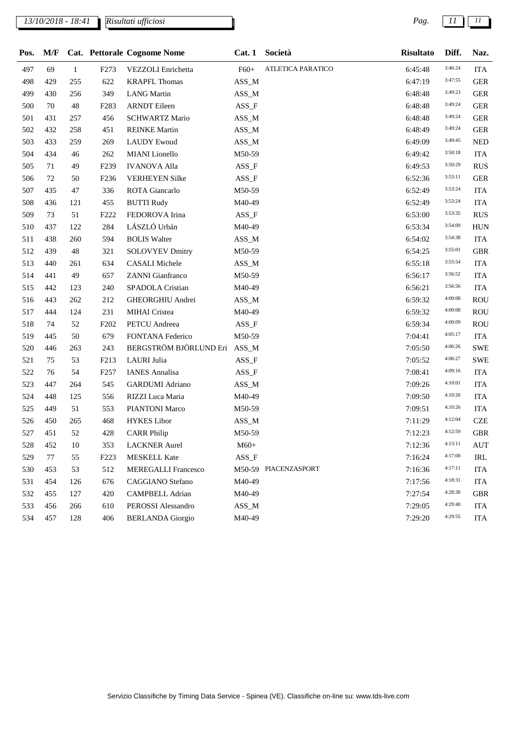| Pos. | M/F | Cat. | Pettorale | Cognome Nome | Cat. 1 | Società | Risultato | Diff. | Naz. |
|---|---|---|---|---|---|---|---|---|---|
| 497 | 69 | 1 | F273 | VEZZOLI Enrichetta | F60+ | ATLETICA PARATICO | 6:45:48 | 3:46:24 | ITA |
| 498 | 429 | 255 | 622 | KRAPFL Thomas | ASS_M | | 6:47:19 | 3:47:55 | GER |
| 499 | 430 | 256 | 349 | LANG Martin | ASS_M | | 6:48:48 | 3:49:23 | GER |
| 500 | 70 | 48 | F283 | ARNDT Eileen | ASS_F | | 6:48:48 | 3:49:24 | GER |
| 501 | 431 | 257 | 456 | SCHWARTZ Mario | ASS_M | | 6:48:48 | 3:49:24 | GER |
| 502 | 432 | 258 | 451 | REINKE Martin | ASS_M | | 6:48:49 | 3:49:24 | GER |
| 503 | 433 | 259 | 269 | LAUDY Ewoud | ASS_M | | 6:49:09 | 3:49:45 | NED |
| 504 | 434 | 46 | 262 | MIANI Lionello | M50-59 | | 6:49:42 | 3:50:18 | ITA |
| 505 | 71 | 49 | F239 | IVANOVA Alla | ASS_F | | 6:49:53 | 3:50:29 | RUS |
| 506 | 72 | 50 | F236 | VERHEYEN Silke | ASS_F | | 6:52:36 | 3:53:11 | GER |
| 507 | 435 | 47 | 336 | ROTA Giancarlo | M50-59 | | 6:52:49 | 3:53:24 | ITA |
| 508 | 436 | 121 | 455 | BUTTI Rudy | M40-49 | | 6:52:49 | 3:53:24 | ITA |
| 509 | 73 | 51 | F222 | FEDOROVA Irina | ASS_F | | 6:53:00 | 3:53:35 | RUS |
| 510 | 437 | 122 | 284 | LÁSZLÓ Urbán | M40-49 | | 6:53:34 | 3:54:09 | HUN |
| 511 | 438 | 260 | 594 | BOLIS Walter | ASS_M | | 6:54:02 | 3:54:38 | ITA |
| 512 | 439 | 48 | 321 | SOLOVYEV Dmitry | M50-59 | | 6:54:25 | 3:55:01 | GBR |
| 513 | 440 | 261 | 634 | CASALI Michele | ASS_M | | 6:55:18 | 3:55:54 | ITA |
| 514 | 441 | 49 | 657 | ZANNI Gianfranco | M50-59 | | 6:56:17 | 3:56:52 | ITA |
| 515 | 442 | 123 | 240 | SPADOLA Cristian | M40-49 | | 6:56:21 | 3:56:56 | ITA |
| 516 | 443 | 262 | 212 | GHEORGHIU Andrei | ASS_M | | 6:59:32 | 4:00:08 | ROU |
| 517 | 444 | 124 | 231 | MIHAI Cristea | M40-49 | | 6:59:32 | 4:00:08 | ROU |
| 518 | 74 | 52 | F202 | PETCU Andreea | ASS_F | | 6:59:34 | 4:00:09 | ROU |
| 519 | 445 | 50 | 679 | FONTANA Federico | M50-59 | | 7:04:41 | 4:05:17 | ITA |
| 520 | 446 | 263 | 243 | BERGSTRÖM BJÖRLUND Eri | ASS_M | | 7:05:50 | 4:06:26 | SWE |
| 521 | 75 | 53 | F213 | LAURI Julia | ASS_F | | 7:05:52 | 4:06:27 | SWE |
| 522 | 76 | 54 | F257 | IANES Annalisa | ASS_F | | 7:08:41 | 4:09:16 | ITA |
| 523 | 447 | 264 | 545 | GARDUMI Adriano | ASS_M | | 7:09:26 | 4:10:01 | ITA |
| 524 | 448 | 125 | 556 | RIZZI Luca Maria | M40-49 | | 7:09:50 | 4:10:26 | ITA |
| 525 | 449 | 51 | 553 | PIANTONI Marco | M50-59 | | 7:09:51 | 4:10:26 | ITA |
| 526 | 450 | 265 | 468 | HYKES Libor | ASS_M | | 7:11:29 | 4:12:04 | CZE |
| 527 | 451 | 52 | 428 | CARR Philip | M50-59 | | 7:12:23 | 4:12:59 | GBR |
| 528 | 452 | 10 | 353 | LACKNER Aurel | M60+ | | 7:12:36 | 4:13:11 | AUT |
| 529 | 77 | 55 | F223 | MESKELL Kate | ASS_F | | 7:16:24 | 4:17:00 | IRL |
| 530 | 453 | 53 | 512 | MEREGALLI Francesco | M50-59 | PIACENZASPORT | 7:16:36 | 4:17:11 | ITA |
| 531 | 454 | 126 | 676 | CAGGIANO Stefano | M40-49 | | 7:17:56 | 4:18:31 | ITA |
| 532 | 455 | 127 | 420 | CAMPBELL Adrian | M40-49 | | 7:27:54 | 4:28:30 | GBR |
| 533 | 456 | 266 | 610 | PEROSSI Alessandro | ASS_M | | 7:29:05 | 4:29:40 | ITA |
| 534 | 457 | 128 | 406 | BERLANDA Giorgio | M40-49 | | 7:29:20 | 4:29:55 | ITA |